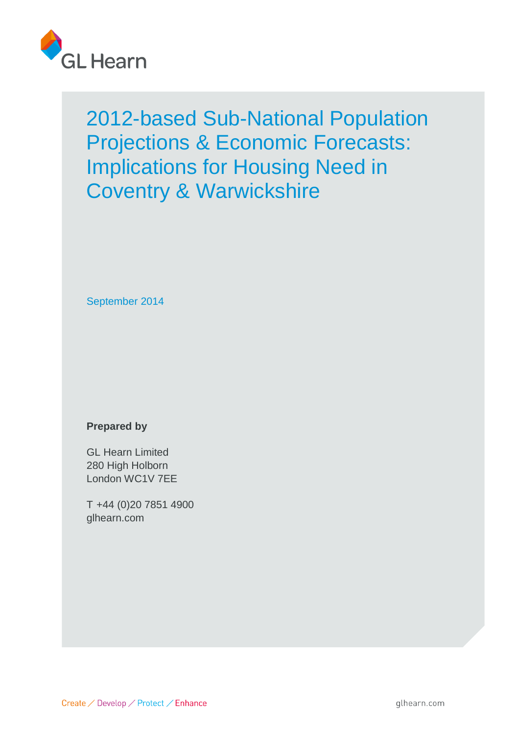GL Hearn

# 2012-based Sub-National Population Projections & Economic Forecasts: Implications for Housing Need in Coventry & Warwickshire

September 2014

**Prepared by**

GL Hearn Limited
280 High Holborn
London WC1V 7EE

T +44 (0)20 7851 4900
glhearn.com

Create / Develop / Protect / Enhance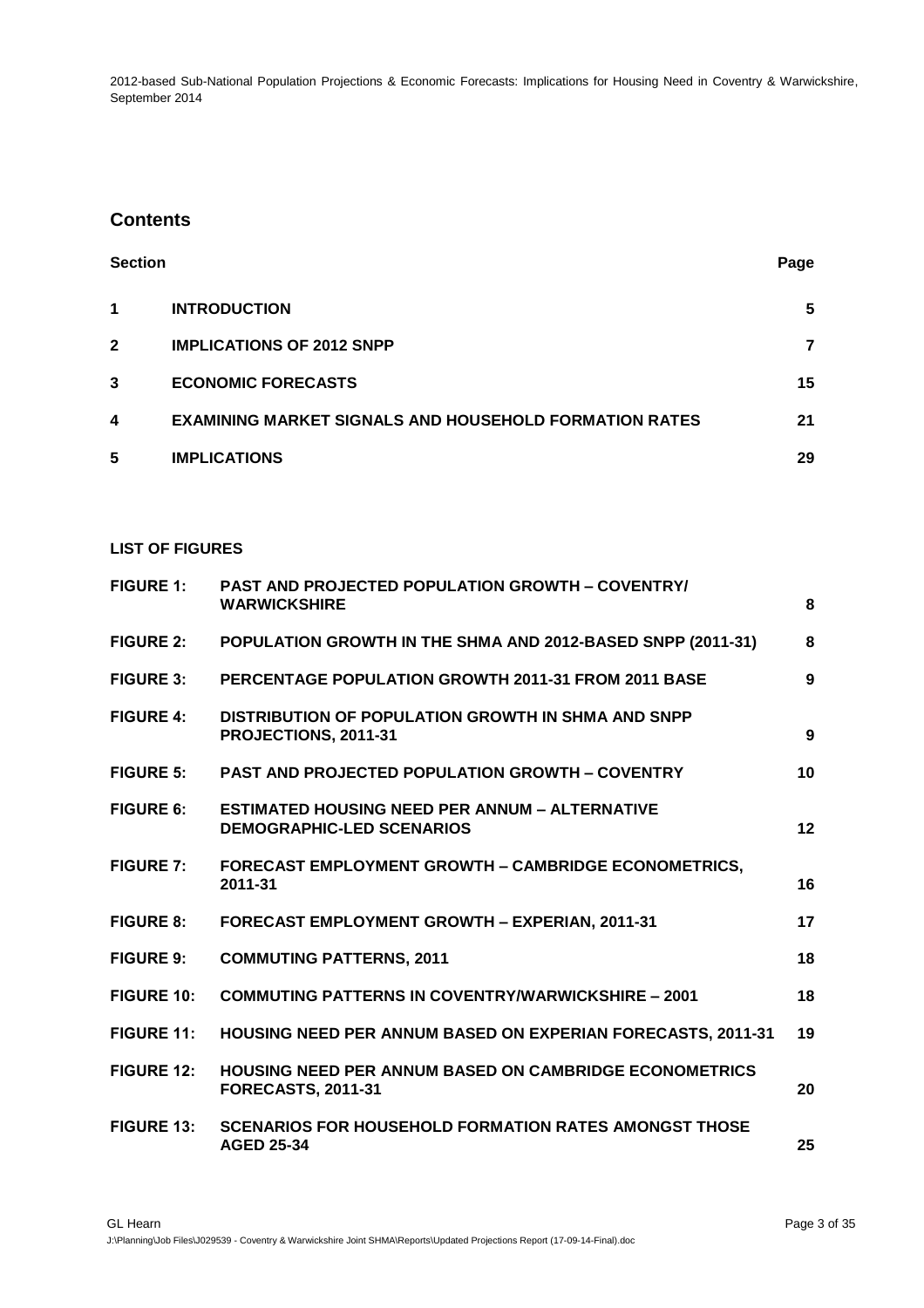## Contents

| Section | | Page |
|---|---|---|
| 1 | **INTRODUCTION** | 5 |
| 2 | **IMPLICATIONS OF 2012 SNPP** | 7 |
| 3 | **ECONOMIC FORECASTS** | 15 |
| 4 | **EXAMINING MARKET SIGNALS AND HOUSEHOLD FORMATION RATES** | 21 |
| 5 | **IMPLICATIONS** | 29 |

**LIST OF FIGURES**

| | | |
|---|---|---|
| **FIGURE 1:** | **PAST AND PROJECTED POPULATION GROWTH – COVENTRY/ WARWICKSHIRE** | 8 |
| **FIGURE 2:** | **POPULATION GROWTH IN THE SHMA AND 2012-BASED SNPP (2011-31)** | 8 |
| **FIGURE 3:** | **PERCENTAGE POPULATION GROWTH 2011-31 FROM 2011 BASE** | 9 |
| **FIGURE 4:** | **DISTRIBUTION OF POPULATION GROWTH IN SHMA AND SNPP PROJECTIONS, 2011-31** | 9 |
| **FIGURE 5:** | **PAST AND PROJECTED POPULATION GROWTH – COVENTRY** | 10 |
| **FIGURE 6:** | **ESTIMATED HOUSING NEED PER ANNUM – ALTERNATIVE DEMOGRAPHIC-LED SCENARIOS** | 12 |
| **FIGURE 7:** | **FORECAST EMPLOYMENT GROWTH – CAMBRIDGE ECONOMETRICS, 2011-31** | 16 |
| **FIGURE 8:** | **FORECAST EMPLOYMENT GROWTH – EXPERIAN, 2011-31** | 17 |
| **FIGURE 9:** | **COMMUTING PATTERNS, 2011** | 18 |
| **FIGURE 10:** | **COMMUTING PATTERNS IN COVENTRY/WARWICKSHIRE – 2001** | 18 |
| **FIGURE 11:** | **HOUSING NEED PER ANNUM BASED ON EXPERIAN FORECASTS, 2011-31** | 19 |
| **FIGURE 12:** | **HOUSING NEED PER ANNUM BASED ON CAMBRIDGE ECONOMETRICS FORECASTS, 2011-31** | 20 |
| **FIGURE 13:** | **SCENARIOS FOR HOUSEHOLD FORMATION RATES AMONGST THOSE AGED 25-34** | 25 |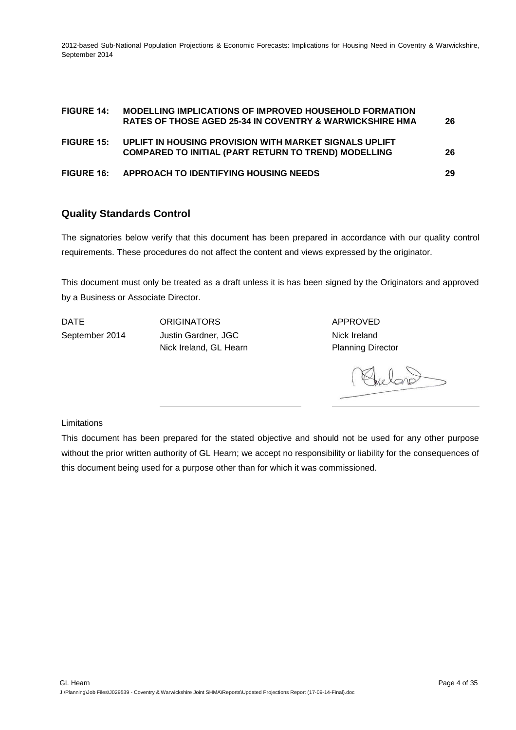| | | |
|---|---|---|
| **FIGURE 14:** | **MODELLING IMPLICATIONS OF IMPROVED HOUSEHOLD FORMATION RATES OF THOSE AGED 25-34 IN COVENTRY & WARWICKSHIRE HMA** | **26** |
| **FIGURE 15:** | **UPLIFT IN HOUSING PROVISION WITH MARKET SIGNALS UPLIFT COMPARED TO INITIAL (PART RETURN TO TREND) MODELLING** | **26** |
| **FIGURE 16:** | **APPROACH TO IDENTIFYING HOUSING NEEDS** | **29** |

## Quality Standards Control

The signatories below verify that this document has been prepared in accordance with our quality control requirements. These procedures do not affect the content and views expressed by the originator.

This document must only be treated as a draft unless it is has been signed by the Originators and approved by a Business or Associate Director.

| DATE | ORIGINATORS | APPROVED |
|---|---|---|
| September 2014 | Justin Gardner, JGC<br>Nick Ireland, GL Hearn | Nick Ireland<br>Planning Director |

Limitations

This document has been prepared for the stated objective and should not be used for any other purpose without the prior written authority of GL Hearn; we accept no responsibility or liability for the consequences of this document being used for a purpose other than for which it was commissioned.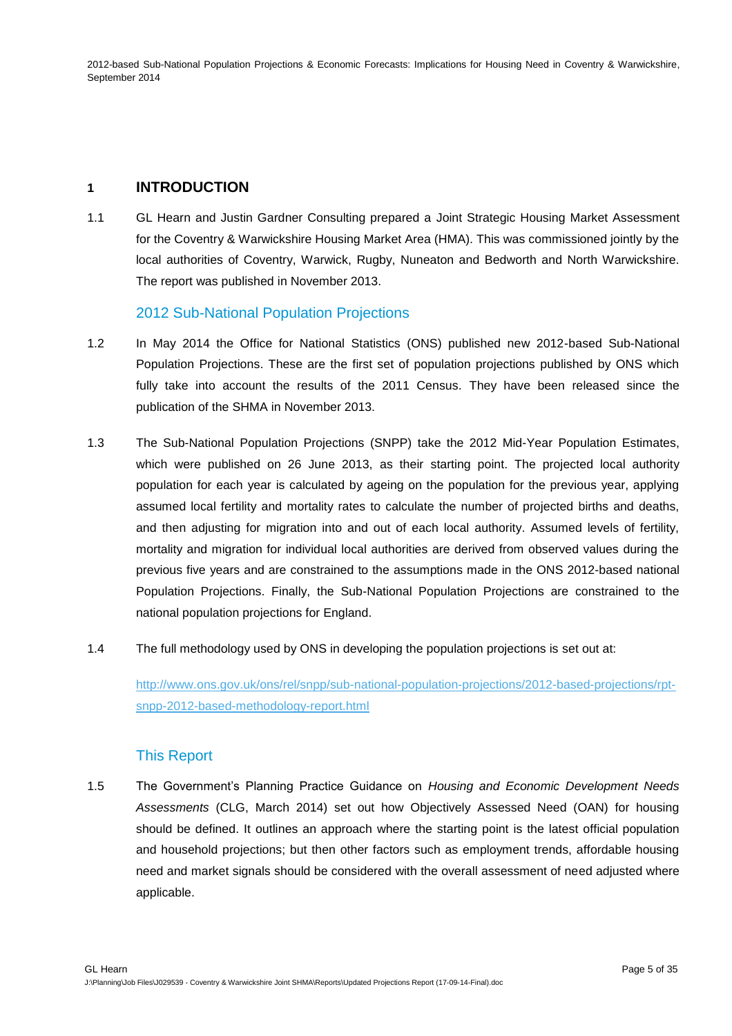# 1 INTRODUCTION

1.1 GL Hearn and Justin Gardner Consulting prepared a Joint Strategic Housing Market Assessment for the Coventry & Warwickshire Housing Market Area (HMA). This was commissioned jointly by the local authorities of Coventry, Warwick, Rugby, Nuneaton and Bedworth and North Warwickshire. The report was published in November 2013.

## 2012 Sub-National Population Projections

1.2 In May 2014 the Office for National Statistics (ONS) published new 2012-based Sub-National Population Projections. These are the first set of population projections published by ONS which fully take into account the results of the 2011 Census. They have been released since the publication of the SHMA in November 2013.

1.3 The Sub-National Population Projections (SNPP) take the 2012 Mid-Year Population Estimates, which were published on 26 June 2013, as their starting point. The projected local authority population for each year is calculated by ageing on the population for the previous year, applying assumed local fertility and mortality rates to calculate the number of projected births and deaths, and then adjusting for migration into and out of each local authority. Assumed levels of fertility, mortality and migration for individual local authorities are derived from observed values during the previous five years and are constrained to the assumptions made in the ONS 2012-based national Population Projections. Finally, the Sub-National Population Projections are constrained to the national population projections for England.

1.4 The full methodology used by ONS in developing the population projections is set out at:

http://www.ons.gov.uk/ons/rel/snpp/sub-national-population-projections/2012-based-projections/rpt-snpp-2012-based-methodology-report.html

## This Report

1.5 The Government's Planning Practice Guidance on *Housing and Economic Development Needs Assessments* (CLG, March 2014) set out how Objectively Assessed Need (OAN) for housing should be defined. It outlines an approach where the starting point is the latest official population and household projections; but then other factors such as employment trends, affordable housing need and market signals should be considered with the overall assessment of need adjusted where applicable.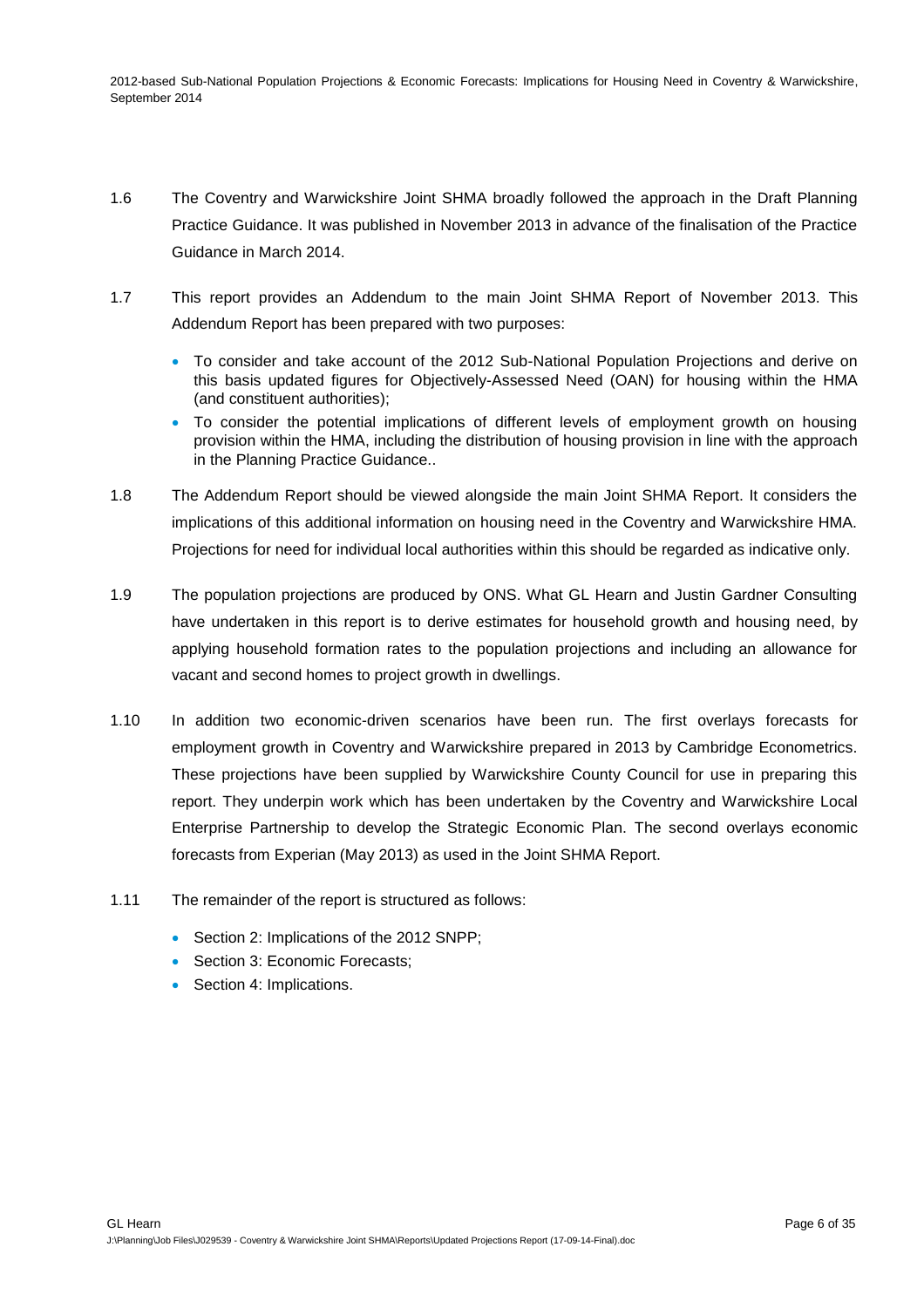1.6 The Coventry and Warwickshire Joint SHMA broadly followed the approach in the Draft Planning Practice Guidance. It was published in November 2013 in advance of the finalisation of the Practice Guidance in March 2014.

1.7 This report provides an Addendum to the main Joint SHMA Report of November 2013. This Addendum Report has been prepared with two purposes:

- To consider and take account of the 2012 Sub-National Population Projections and derive on this basis updated figures for Objectively-Assessed Need (OAN) for housing within the HMA (and constituent authorities);
- To consider the potential implications of different levels of employment growth on housing provision within the HMA, including the distribution of housing provision in line with the approach in the Planning Practice Guidance..

1.8 The Addendum Report should be viewed alongside the main Joint SHMA Report. It considers the implications of this additional information on housing need in the Coventry and Warwickshire HMA. Projections for need for individual local authorities within this should be regarded as indicative only.

1.9 The population projections are produced by ONS. What GL Hearn and Justin Gardner Consulting have undertaken in this report is to derive estimates for household growth and housing need, by applying household formation rates to the population projections and including an allowance for vacant and second homes to project growth in dwellings.

1.10 In addition two economic-driven scenarios have been run. The first overlays forecasts for employment growth in Coventry and Warwickshire prepared in 2013 by Cambridge Econometrics. These projections have been supplied by Warwickshire County Council for use in preparing this report. They underpin work which has been undertaken by the Coventry and Warwickshire Local Enterprise Partnership to develop the Strategic Economic Plan. The second overlays economic forecasts from Experian (May 2013) as used in the Joint SHMA Report.

1.11 The remainder of the report is structured as follows:

- Section 2: Implications of the 2012 SNPP;
- Section 3: Economic Forecasts;
- Section 4: Implications.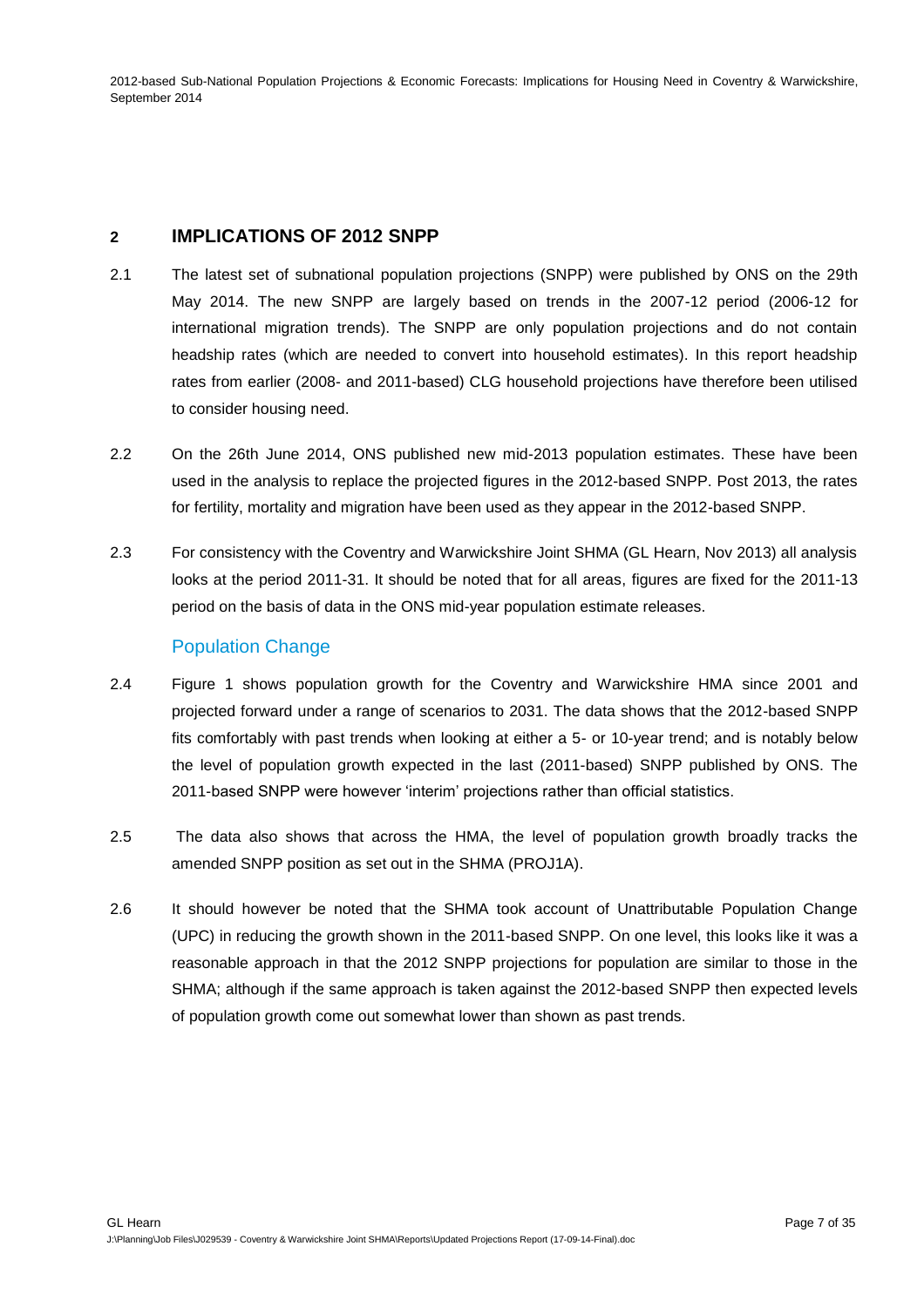## 2 IMPLICATIONS OF 2012 SNPP

2.1 The latest set of subnational population projections (SNPP) were published by ONS on the 29th May 2014. The new SNPP are largely based on trends in the 2007-12 period (2006-12 for international migration trends). The SNPP are only population projections and do not contain headship rates (which are needed to convert into household estimates). In this report headship rates from earlier (2008- and 2011-based) CLG household projections have therefore been utilised to consider housing need.

2.2 On the 26th June 2014, ONS published new mid-2013 population estimates. These have been used in the analysis to replace the projected figures in the 2012-based SNPP. Post 2013, the rates for fertility, mortality and migration have been used as they appear in the 2012-based SNPP.

2.3 For consistency with the Coventry and Warwickshire Joint SHMA (GL Hearn, Nov 2013) all analysis looks at the period 2011-31. It should be noted that for all areas, figures are fixed for the 2011-13 period on the basis of data in the ONS mid-year population estimate releases.

### Population Change

2.4 Figure 1 shows population growth for the Coventry and Warwickshire HMA since 2001 and projected forward under a range of scenarios to 2031. The data shows that the 2012-based SNPP fits comfortably with past trends when looking at either a 5- or 10-year trend; and is notably below the level of population growth expected in the last (2011-based) SNPP published by ONS. The 2011-based SNPP were however 'interim' projections rather than official statistics.

2.5 The data also shows that across the HMA, the level of population growth broadly tracks the amended SNPP position as set out in the SHMA (PROJ1A).

2.6 It should however be noted that the SHMA took account of Unattributable Population Change (UPC) in reducing the growth shown in the 2011-based SNPP. On one level, this looks like it was a reasonable approach in that the 2012 SNPP projections for population are similar to those in the SHMA; although if the same approach is taken against the 2012-based SNPP then expected levels of population growth come out somewhat lower than shown as past trends.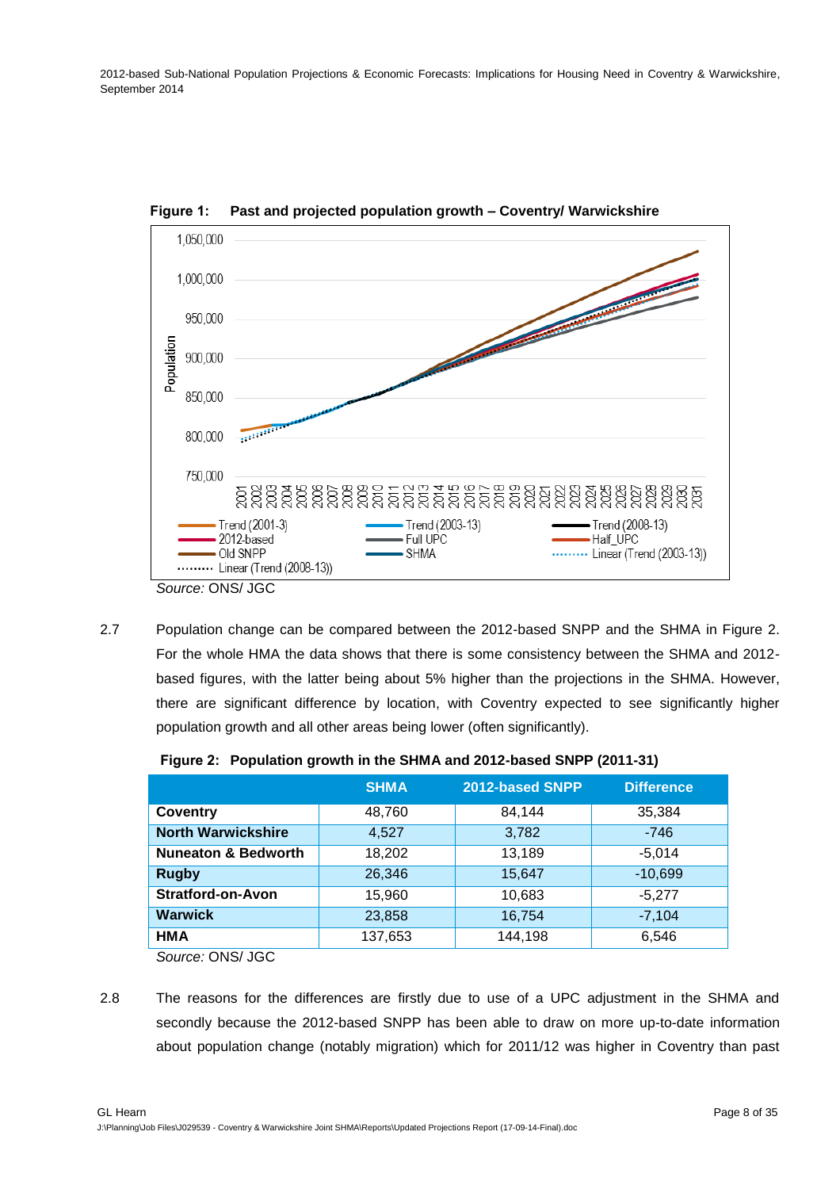**Figure 1: Past and projected population growth – Coventry/ Warwickshire**

*Source:* ONS/ JGC

2.7 Population change can be compared between the 2012-based SNPP and the SHMA in Figure 2. For the whole HMA the data shows that there is some consistency between the SHMA and 2012-based figures, with the latter being about 5% higher than the projections in the SHMA. However, there are significant difference by location, with Coventry expected to see significantly higher population growth and all other areas being lower (often significantly).

**Figure 2: Population growth in the SHMA and 2012-based SNPP (2011-31)**

| | SHMA | 2012-based SNPP | Difference |
|---|---|---|---|
| **Coventry** | 48,760 | 84,144 | 35,384 |
| **North Warwickshire** | 4,527 | 3,782 | -746 |
| **Nuneaton & Bedworth** | 18,202 | 13,189 | -5,014 |
| **Rugby** | 26,346 | 15,647 | -10,699 |
| **Stratford-on-Avon** | 15,960 | 10,683 | -5,277 |
| **Warwick** | 23,858 | 16,754 | -7,104 |
| **HMA** | 137,653 | 144,198 | 6,546 |

*Source:* ONS/ JGC

2.8 The reasons for the differences are firstly due to use of a UPC adjustment in the SHMA and secondly because the 2012-based SNPP has been able to draw on more up-to-date information about population change (notably migration) which for 2011/12 was higher in Coventry than past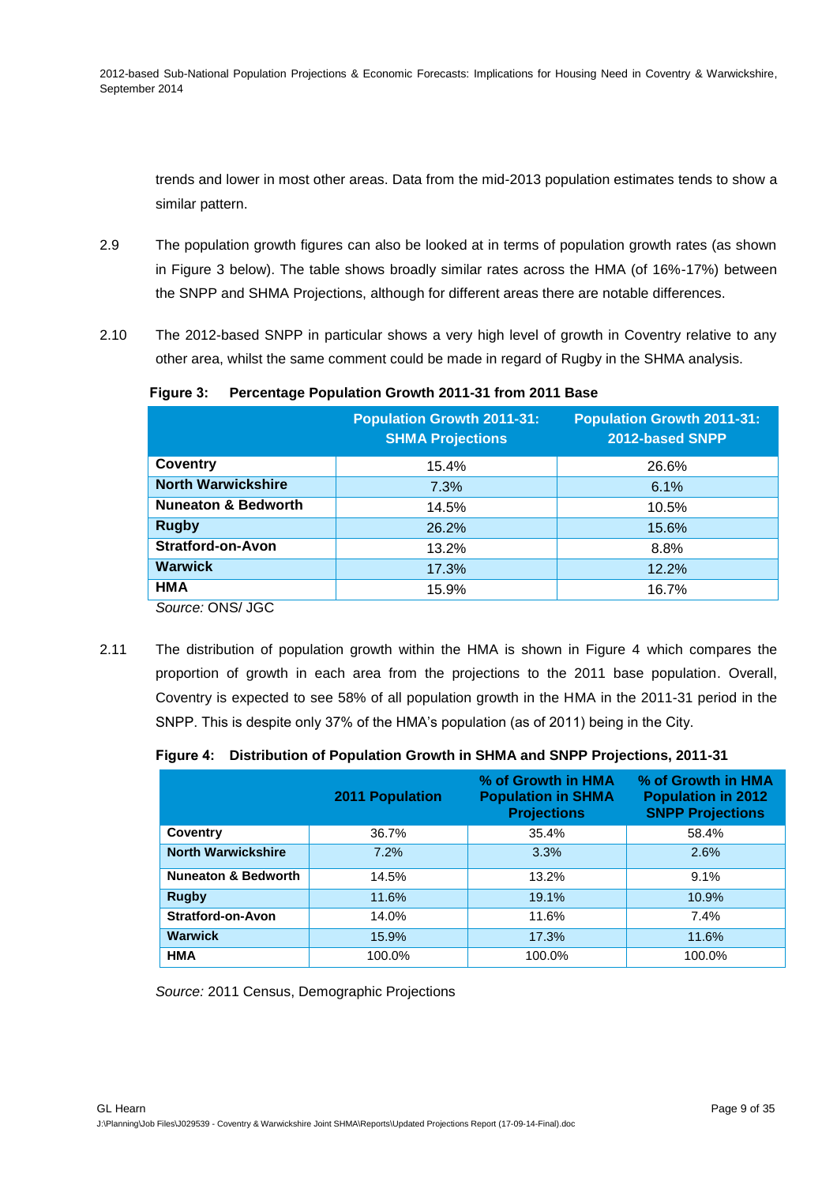trends and lower in most other areas. Data from the mid-2013 population estimates tends to show a similar pattern.

2.9 The population growth figures can also be looked at in terms of population growth rates (as shown in Figure 3 below). The table shows broadly similar rates across the HMA (of 16%-17%) between the SNPP and SHMA Projections, although for different areas there are notable differences.

2.10 The 2012-based SNPP in particular shows a very high level of growth in Coventry relative to any other area, whilst the same comment could be made in regard of Rugby in the SHMA analysis.

**Figure 3: Percentage Population Growth 2011-31 from 2011 Base**

| | Population Growth 2011-31: SHMA Projections | Population Growth 2011-31: 2012-based SNPP |
|---|---|---|
| **Coventry** | 15.4% | 26.6% |
| **North Warwickshire** | 7.3% | 6.1% |
| **Nuneaton & Bedworth** | 14.5% | 10.5% |
| **Rugby** | 26.2% | 15.6% |
| **Stratford-on-Avon** | 13.2% | 8.8% |
| **Warwick** | 17.3% | 12.2% |
| **HMA** | 15.9% | 16.7% |

*Source:* ONS/ JGC

2.11 The distribution of population growth within the HMA is shown in Figure 4 which compares the proportion of growth in each area from the projections to the 2011 base population. Overall, Coventry is expected to see 58% of all population growth in the HMA in the 2011-31 period in the SNPP. This is despite only 37% of the HMA's population (as of 2011) being in the City.

**Figure 4: Distribution of Population Growth in SHMA and SNPP Projections, 2011-31**

| | 2011 Population | % of Growth in HMA Population in SHMA Projections | % of Growth in HMA Population in 2012 SNPP Projections |
|---|---|---|---|
| **Coventry** | 36.7% | 35.4% | 58.4% |
| **North Warwickshire** | 7.2% | 3.3% | 2.6% |
| **Nuneaton & Bedworth** | 14.5% | 13.2% | 9.1% |
| **Rugby** | 11.6% | 19.1% | 10.9% |
| **Stratford-on-Avon** | 14.0% | 11.6% | 7.4% |
| **Warwick** | 15.9% | 17.3% | 11.6% |
| **HMA** | 100.0% | 100.0% | 100.0% |

*Source:* 2011 Census, Demographic Projections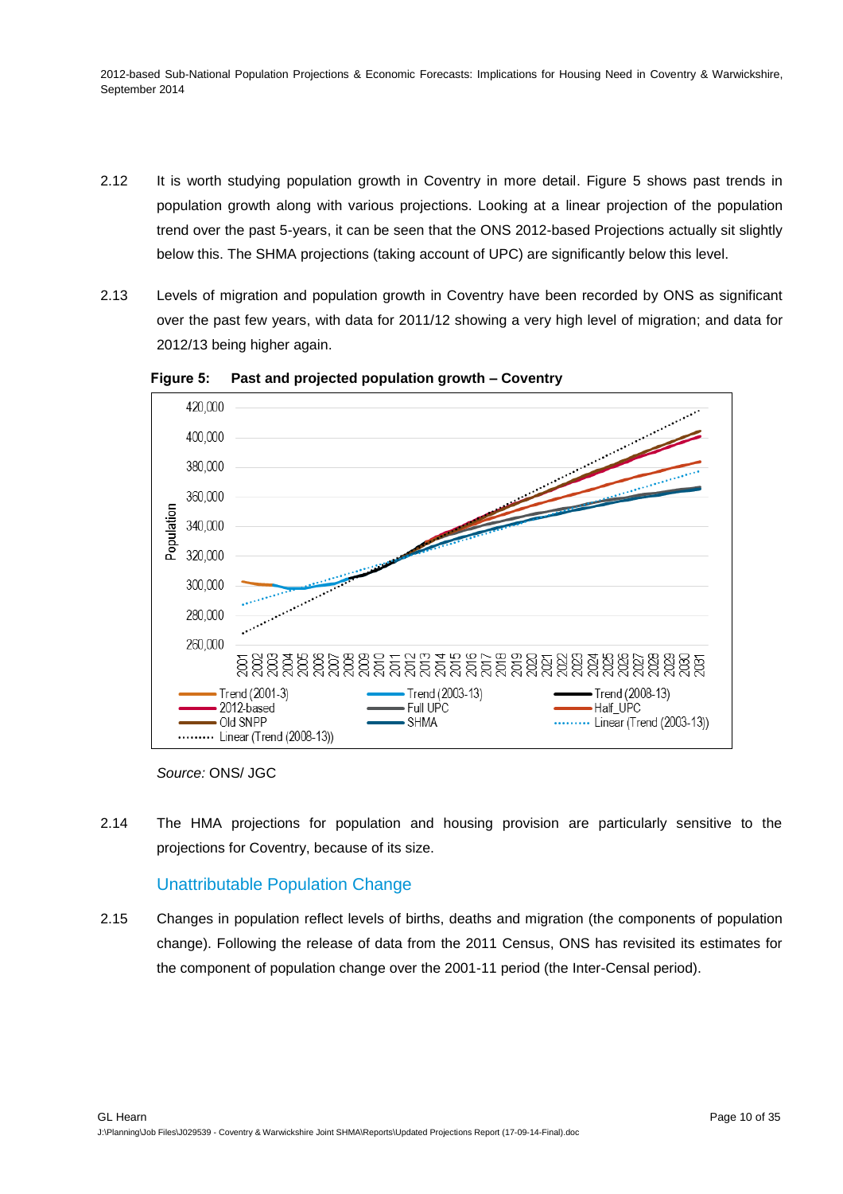2.12 It is worth studying population growth in Coventry in more detail. Figure 5 shows past trends in population growth along with various projections. Looking at a linear projection of the population trend over the past 5-years, it can be seen that the ONS 2012-based Projections actually sit slightly below this. The SHMA projections (taking account of UPC) are significantly below this level.

2.13 Levels of migration and population growth in Coventry have been recorded by ONS as significant over the past few years, with data for 2011/12 showing a very high level of migration; and data for 2012/13 being higher again.

**Figure 5: Past and projected population growth – Coventry**

*Source:* ONS/ JGC

2.14 The HMA projections for population and housing provision are particularly sensitive to the projections for Coventry, because of its size.

## Unattributable Population Change

2.15 Changes in population reflect levels of births, deaths and migration (the components of population change). Following the release of data from the 2011 Census, ONS has revisited its estimates for the component of population change over the 2001-11 period (the Inter-Censal period).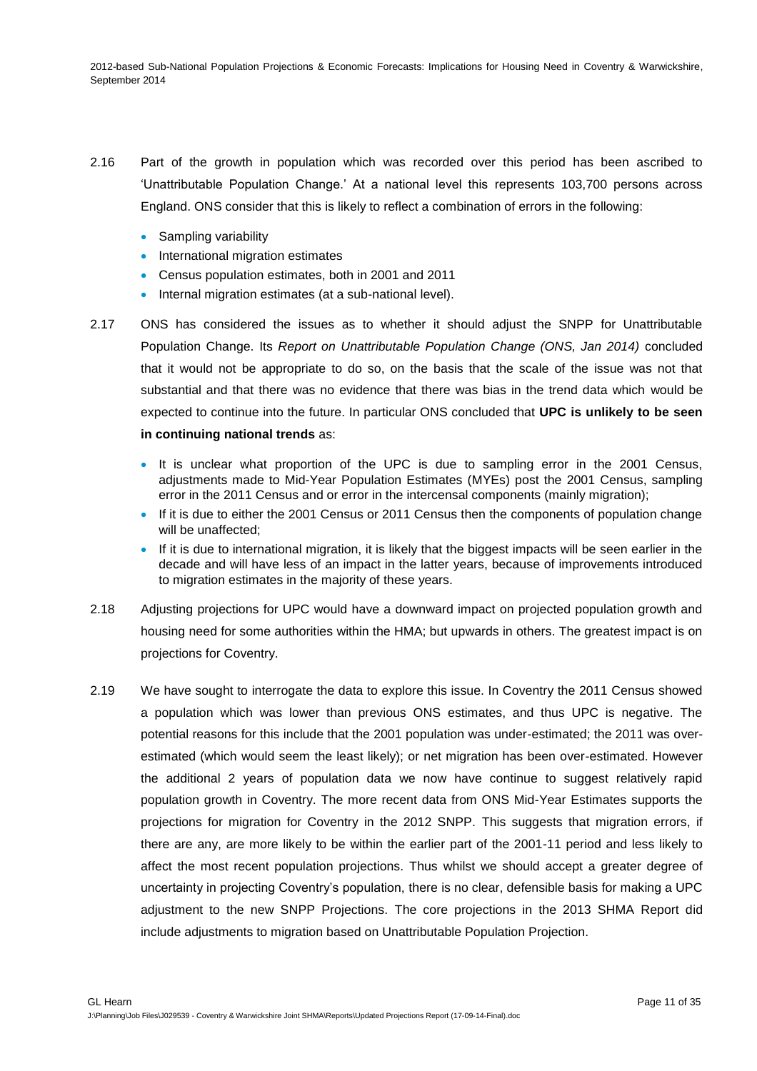2.16 Part of the growth in population which was recorded over this period has been ascribed to 'Unattributable Population Change.' At a national level this represents 103,700 persons across England. ONS consider that this is likely to reflect a combination of errors in the following:

- Sampling variability
- International migration estimates
- Census population estimates, both in 2001 and 2011
- Internal migration estimates (at a sub-national level).

2.17 ONS has considered the issues as to whether it should adjust the SNPP for Unattributable Population Change. Its *Report on Unattributable Population Change (ONS, Jan 2014)* concluded that it would not be appropriate to do so, on the basis that the scale of the issue was not that substantial and that there was no evidence that there was bias in the trend data which would be expected to continue into the future. In particular ONS concluded that **UPC is unlikely to be seen in continuing national trends** as:

- It is unclear what proportion of the UPC is due to sampling error in the 2001 Census, adjustments made to Mid-Year Population Estimates (MYEs) post the 2001 Census, sampling error in the 2011 Census and or error in the intercensal components (mainly migration);
- If it is due to either the 2001 Census or 2011 Census then the components of population change will be unaffected;
- If it is due to international migration, it is likely that the biggest impacts will be seen earlier in the decade and will have less of an impact in the latter years, because of improvements introduced to migration estimates in the majority of these years.

2.18 Adjusting projections for UPC would have a downward impact on projected population growth and housing need for some authorities within the HMA; but upwards in others. The greatest impact is on projections for Coventry.

2.19 We have sought to interrogate the data to explore this issue. In Coventry the 2011 Census showed a population which was lower than previous ONS estimates, and thus UPC is negative. The potential reasons for this include that the 2001 population was under-estimated; the 2011 was over-estimated (which would seem the least likely); or net migration has been over-estimated. However the additional 2 years of population data we now have continue to suggest relatively rapid population growth in Coventry. The more recent data from ONS Mid-Year Estimates supports the projections for migration for Coventry in the 2012 SNPP. This suggests that migration errors, if there are any, are more likely to be within the earlier part of the 2001-11 period and less likely to affect the most recent population projections. Thus whilst we should accept a greater degree of uncertainty in projecting Coventry's population, there is no clear, defensible basis for making a UPC adjustment to the new SNPP Projections. The core projections in the 2013 SHMA Report did include adjustments to migration based on Unattributable Population Projection.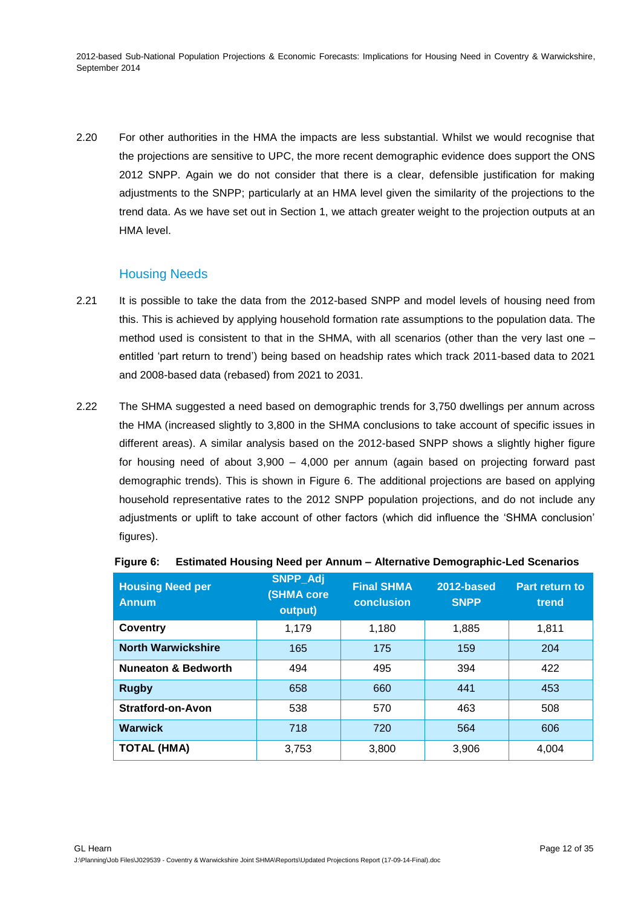2.20 For other authorities in the HMA the impacts are less substantial. Whilst we would recognise that the projections are sensitive to UPC, the more recent demographic evidence does support the ONS 2012 SNPP. Again we do not consider that there is a clear, defensible justification for making adjustments to the SNPP; particularly at an HMA level given the similarity of the projections to the trend data. As we have set out in Section 1, we attach greater weight to the projection outputs at an HMA level.

## Housing Needs

2.21 It is possible to take the data from the 2012-based SNPP and model levels of housing need from this. This is achieved by applying household formation rate assumptions to the population data. The method used is consistent to that in the SHMA, with all scenarios (other than the very last one – entitled 'part return to trend') being based on headship rates which track 2011-based data to 2021 and 2008-based data (rebased) from 2021 to 2031.

2.22 The SHMA suggested a need based on demographic trends for 3,750 dwellings per annum across the HMA (increased slightly to 3,800 in the SHMA conclusions to take account of specific issues in different areas). A similar analysis based on the 2012-based SNPP shows a slightly higher figure for housing need of about 3,900 – 4,000 per annum (again based on projecting forward past demographic trends). This is shown in Figure 6. The additional projections are based on applying household representative rates to the 2012 SNPP population projections, and do not include any adjustments or uplift to take account of other factors (which did influence the 'SHMA conclusion' figures).

**Figure 6: Estimated Housing Need per Annum – Alternative Demographic-Led Scenarios**

| Housing Need per Annum | SNPP_Adj (SHMA core output) | Final SHMA conclusion | 2012-based SNPP | Part return to trend |
|---|---|---|---|---|
| **Coventry** | 1,179 | 1,180 | 1,885 | 1,811 |
| **North Warwickshire** | 165 | 175 | 159 | 204 |
| **Nuneaton & Bedworth** | 494 | 495 | 394 | 422 |
| **Rugby** | 658 | 660 | 441 | 453 |
| **Stratford-on-Avon** | 538 | 570 | 463 | 508 |
| **Warwick** | 718 | 720 | 564 | 606 |
| **TOTAL (HMA)** | 3,753 | 3,800 | 3,906 | 4,004 |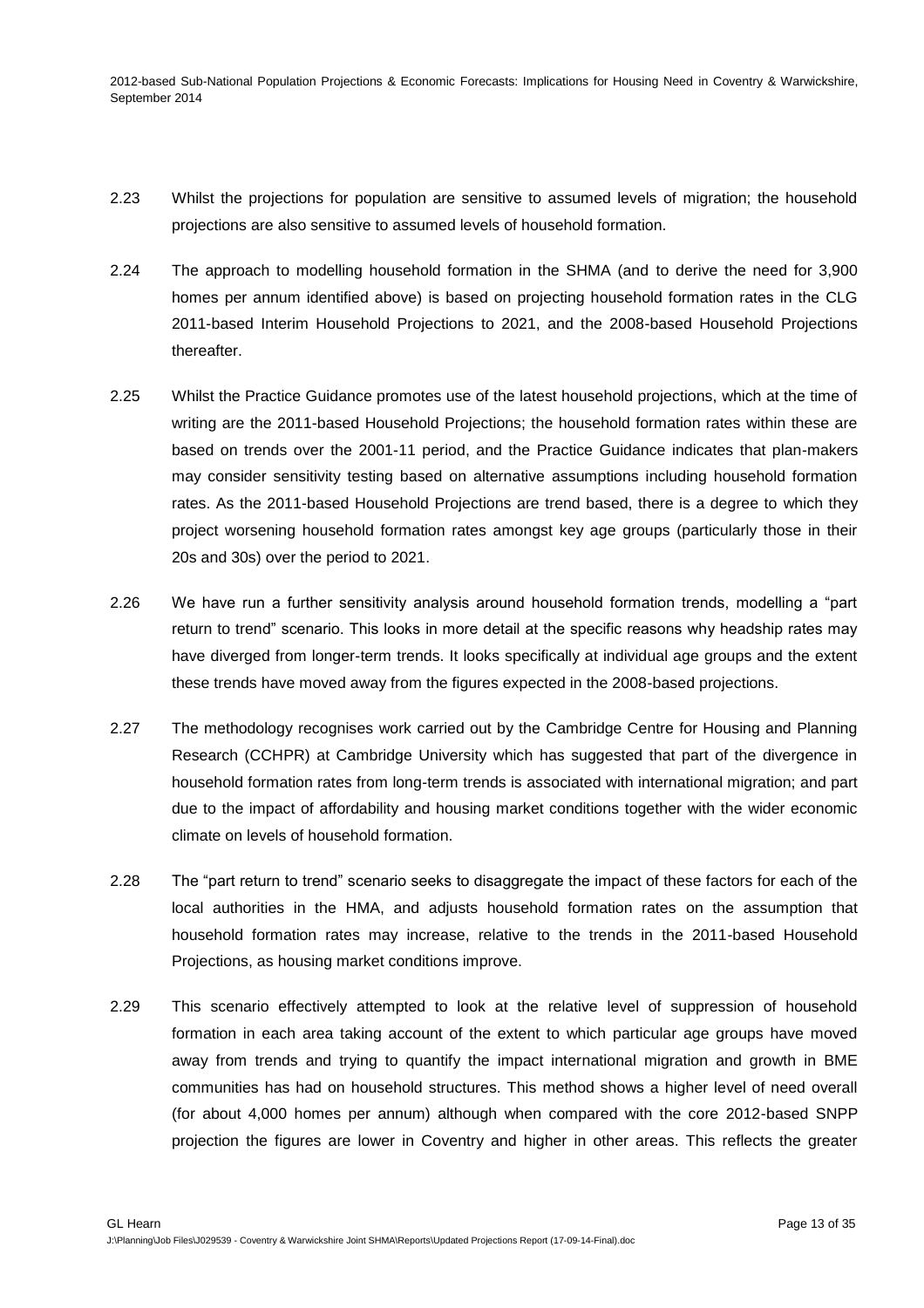2.23 Whilst the projections for population are sensitive to assumed levels of migration; the household projections are also sensitive to assumed levels of household formation.

2.24 The approach to modelling household formation in the SHMA (and to derive the need for 3,900 homes per annum identified above) is based on projecting household formation rates in the CLG 2011-based Interim Household Projections to 2021, and the 2008-based Household Projections thereafter.

2.25 Whilst the Practice Guidance promotes use of the latest household projections, which at the time of writing are the 2011-based Household Projections; the household formation rates within these are based on trends over the 2001-11 period, and the Practice Guidance indicates that plan-makers may consider sensitivity testing based on alternative assumptions including household formation rates. As the 2011-based Household Projections are trend based, there is a degree to which they project worsening household formation rates amongst key age groups (particularly those in their 20s and 30s) over the period to 2021.

2.26 We have run a further sensitivity analysis around household formation trends, modelling a "part return to trend" scenario. This looks in more detail at the specific reasons why headship rates may have diverged from longer-term trends. It looks specifically at individual age groups and the extent these trends have moved away from the figures expected in the 2008-based projections.

2.27 The methodology recognises work carried out by the Cambridge Centre for Housing and Planning Research (CCHPR) at Cambridge University which has suggested that part of the divergence in household formation rates from long-term trends is associated with international migration; and part due to the impact of affordability and housing market conditions together with the wider economic climate on levels of household formation.

2.28 The "part return to trend" scenario seeks to disaggregate the impact of these factors for each of the local authorities in the HMA, and adjusts household formation rates on the assumption that household formation rates may increase, relative to the trends in the 2011-based Household Projections, as housing market conditions improve.

2.29 This scenario effectively attempted to look at the relative level of suppression of household formation in each area taking account of the extent to which particular age groups have moved away from trends and trying to quantify the impact international migration and growth in BME communities has had on household structures. This method shows a higher level of need overall (for about 4,000 homes per annum) although when compared with the core 2012-based SNPP projection the figures are lower in Coventry and higher in other areas. This reflects the greater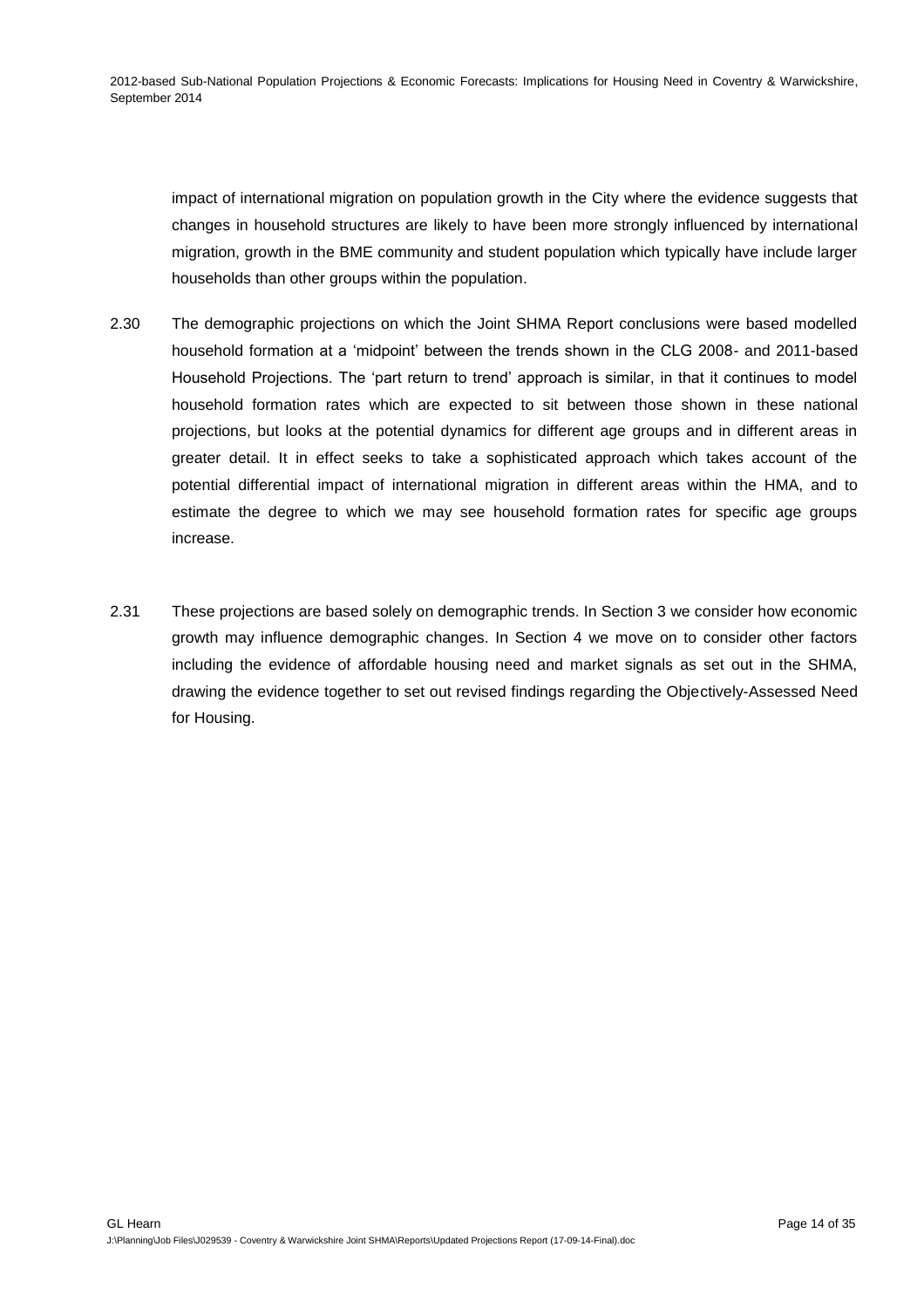impact of international migration on population growth in the City where the evidence suggests that changes in household structures are likely to have been more strongly influenced by international migration, growth in the BME community and student population which typically have include larger households than other groups within the population.

2.30 The demographic projections on which the Joint SHMA Report conclusions were based modelled household formation at a 'midpoint' between the trends shown in the CLG 2008- and 2011-based Household Projections. The 'part return to trend' approach is similar, in that it continues to model household formation rates which are expected to sit between those shown in these national projections, but looks at the potential dynamics for different age groups and in different areas in greater detail. It in effect seeks to take a sophisticated approach which takes account of the potential differential impact of international migration in different areas within the HMA, and to estimate the degree to which we may see household formation rates for specific age groups increase.

2.31 These projections are based solely on demographic trends. In Section 3 we consider how economic growth may influence demographic changes. In Section 4 we move on to consider other factors including the evidence of affordable housing need and market signals as set out in the SHMA, drawing the evidence together to set out revised findings regarding the Objectively-Assessed Need for Housing.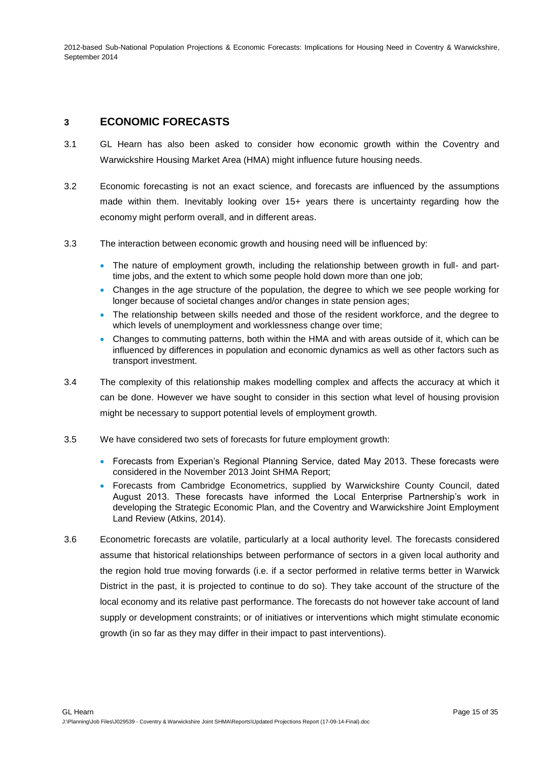## 3 ECONOMIC FORECASTS

3.1 GL Hearn has also been asked to consider how economic growth within the Coventry and Warwickshire Housing Market Area (HMA) might influence future housing needs.

3.2 Economic forecasting is not an exact science, and forecasts are influenced by the assumptions made within them. Inevitably looking over 15+ years there is uncertainty regarding how the economy might perform overall, and in different areas.

3.3 The interaction between economic growth and housing need will be influenced by:

- The nature of employment growth, including the relationship between growth in full- and part-time jobs, and the extent to which some people hold down more than one job;
- Changes in the age structure of the population, the degree to which we see people working for longer because of societal changes and/or changes in state pension ages;
- The relationship between skills needed and those of the resident workforce, and the degree to which levels of unemployment and worklessness change over time;
- Changes to commuting patterns, both within the HMA and with areas outside of it, which can be influenced by differences in population and economic dynamics as well as other factors such as transport investment.

3.4 The complexity of this relationship makes modelling complex and affects the accuracy at which it can be done. However we have sought to consider in this section what level of housing provision might be necessary to support potential levels of employment growth.

3.5 We have considered two sets of forecasts for future employment growth:

- Forecasts from Experian's Regional Planning Service, dated May 2013. These forecasts were considered in the November 2013 Joint SHMA Report;
- Forecasts from Cambridge Econometrics, supplied by Warwickshire County Council, dated August 2013. These forecasts have informed the Local Enterprise Partnership's work in developing the Strategic Economic Plan, and the Coventry and Warwickshire Joint Employment Land Review (Atkins, 2014).

3.6 Econometric forecasts are volatile, particularly at a local authority level. The forecasts considered assume that historical relationships between performance of sectors in a given local authority and the region hold true moving forwards (i.e. if a sector performed in relative terms better in Warwick District in the past, it is projected to continue to do so). They take account of the structure of the local economy and its relative past performance. The forecasts do not however take account of land supply or development constraints; or of initiatives or interventions which might stimulate economic growth (in so far as they may differ in their impact to past interventions).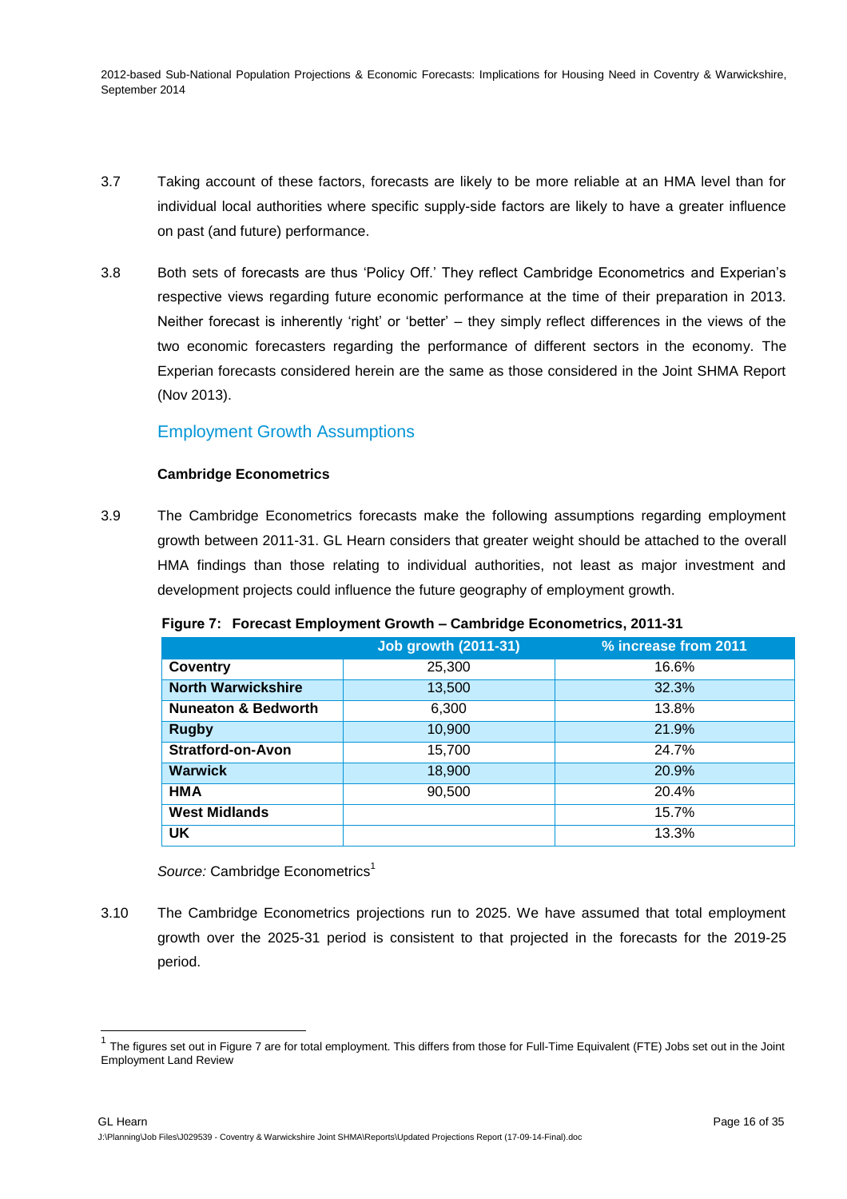3.7 Taking account of these factors, forecasts are likely to be more reliable at an HMA level than for individual local authorities where specific supply-side factors are likely to have a greater influence on past (and future) performance.

3.8 Both sets of forecasts are thus 'Policy Off.' They reflect Cambridge Econometrics and Experian's respective views regarding future economic performance at the time of their preparation in 2013. Neither forecast is inherently 'right' or 'better' – they simply reflect differences in the views of the two economic forecasters regarding the performance of different sectors in the economy. The Experian forecasts considered herein are the same as those considered in the Joint SHMA Report (Nov 2013).

## Employment Growth Assumptions

**Cambridge Econometrics**

3.9 The Cambridge Econometrics forecasts make the following assumptions regarding employment growth between 2011-31. GL Hearn considers that greater weight should be attached to the overall HMA findings than those relating to individual authorities, not least as major investment and development projects could influence the future geography of employment growth.

**Figure 7: Forecast Employment Growth – Cambridge Econometrics, 2011-31**

| | Job growth (2011-31) | % increase from 2011 |
|---|---|---|
| **Coventry** | 25,300 | 16.6% |
| **North Warwickshire** | 13,500 | 32.3% |
| **Nuneaton & Bedworth** | 6,300 | 13.8% |
| **Rugby** | 10,900 | 21.9% |
| **Stratford-on-Avon** | 15,700 | 24.7% |
| **Warwick** | 18,900 | 20.9% |
| **HMA** | 90,500 | 20.4% |
| **West Midlands** | | 15.7% |
| **UK** | | 13.3% |

*Source:* Cambridge Econometrics[1]

3.10 The Cambridge Econometrics projections run to 2025. We have assumed that total employment growth over the 2025-31 period is consistent to that projected in the forecasts for the 2019-25 period.

[1] The figures set out in Figure 7 are for total employment. This differs from those for Full-Time Equivalent (FTE) Jobs set out in the Joint Employment Land Review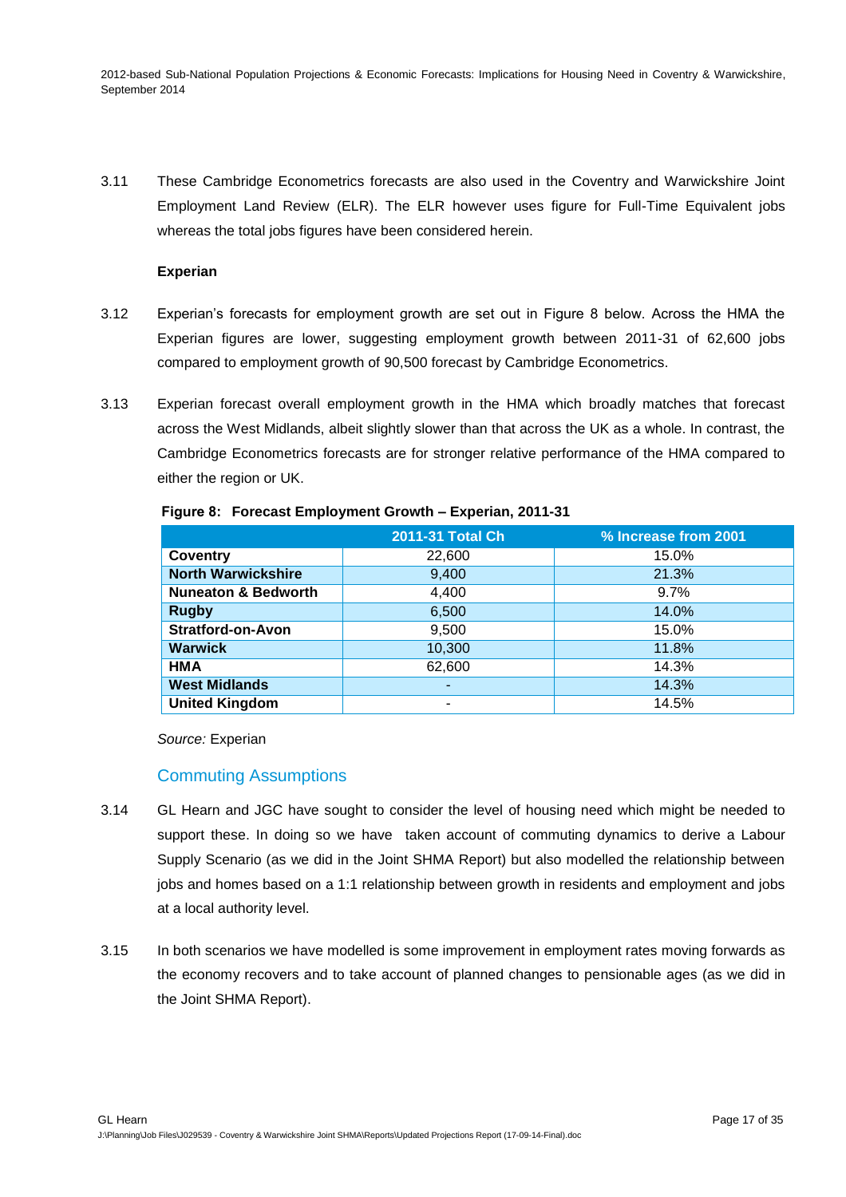3.11 These Cambridge Econometrics forecasts are also used in the Coventry and Warwickshire Joint Employment Land Review (ELR). The ELR however uses figure for Full-Time Equivalent jobs whereas the total jobs figures have been considered herein.

**Experian**

3.12 Experian's forecasts for employment growth are set out in Figure 8 below. Across the HMA the Experian figures are lower, suggesting employment growth between 2011-31 of 62,600 jobs compared to employment growth of 90,500 forecast by Cambridge Econometrics.

3.13 Experian forecast overall employment growth in the HMA which broadly matches that forecast across the West Midlands, albeit slightly slower than that across the UK as a whole. In contrast, the Cambridge Econometrics forecasts are for stronger relative performance of the HMA compared to either the region or UK.

**Figure 8: Forecast Employment Growth – Experian, 2011-31**

| | 2011-31 Total Ch | % Increase from 2001 |
|---|---|---|
| **Coventry** | 22,600 | 15.0% |
| **North Warwickshire** | 9,400 | 21.3% |
| **Nuneaton & Bedworth** | 4,400 | 9.7% |
| **Rugby** | 6,500 | 14.0% |
| **Stratford-on-Avon** | 9,500 | 15.0% |
| **Warwick** | 10,300 | 11.8% |
| **HMA** | 62,600 | 14.3% |
| **West Midlands** | - | 14.3% |
| **United Kingdom** | - | 14.5% |

*Source:* Experian

## Commuting Assumptions

3.14 GL Hearn and JGC have sought to consider the level of housing need which might be needed to support these. In doing so we have taken account of commuting dynamics to derive a Labour Supply Scenario (as we did in the Joint SHMA Report) but also modelled the relationship between jobs and homes based on a 1:1 relationship between growth in residents and employment and jobs at a local authority level.

3.15 In both scenarios we have modelled is some improvement in employment rates moving forwards as the economy recovers and to take account of planned changes to pensionable ages (as we did in the Joint SHMA Report).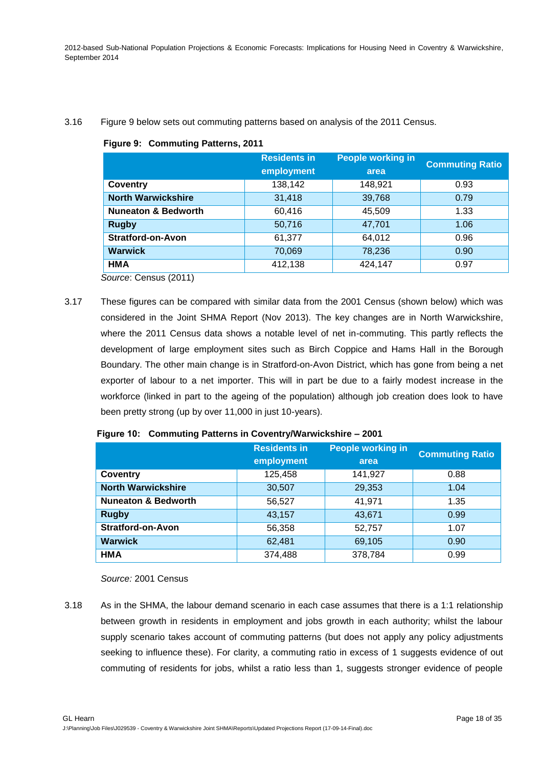3.16 Figure 9 below sets out commuting patterns based on analysis of the 2011 Census.

**Figure 9: Commuting Patterns, 2011**

| | Residents in employment | People working in area | Commuting Ratio |
|---|---|---|---|
| **Coventry** | 138,142 | 148,921 | 0.93 |
| **North Warwickshire** | 31,418 | 39,768 | 0.79 |
| **Nuneaton & Bedworth** | 60,416 | 45,509 | 1.33 |
| **Rugby** | 50,716 | 47,701 | 1.06 |
| **Stratford-on-Avon** | 61,377 | 64,012 | 0.96 |
| **Warwick** | 70,069 | 78,236 | 0.90 |
| **HMA** | 412,138 | 424,147 | 0.97 |

*Source*: Census (2011)

3.17 These figures can be compared with similar data from the 2001 Census (shown below) which was considered in the Joint SHMA Report (Nov 2013). The key changes are in North Warwickshire, where the 2011 Census data shows a notable level of net in-commuting. This partly reflects the development of large employment sites such as Birch Coppice and Hams Hall in the Borough Boundary. The other main change is in Stratford-on-Avon District, which has gone from being a net exporter of labour to a net importer. This will in part be due to a fairly modest increase in the workforce (linked in part to the ageing of the population) although job creation does look to have been pretty strong (up by over 11,000 in just 10-years).

**Figure 10: Commuting Patterns in Coventry/Warwickshire – 2001**

| | Residents in employment | People working in area | Commuting Ratio |
|---|---|---|---|
| **Coventry** | 125,458 | 141,927 | 0.88 |
| **North Warwickshire** | 30,507 | 29,353 | 1.04 |
| **Nuneaton & Bedworth** | 56,527 | 41,971 | 1.35 |
| **Rugby** | 43,157 | 43,671 | 0.99 |
| **Stratford-on-Avon** | 56,358 | 52,757 | 1.07 |
| **Warwick** | 62,481 | 69,105 | 0.90 |
| **HMA** | 374,488 | 378,784 | 0.99 |

*Source:* 2001 Census

3.18 As in the SHMA, the labour demand scenario in each case assumes that there is a 1:1 relationship between growth in residents in employment and jobs growth in each authority; whilst the labour supply scenario takes account of commuting patterns (but does not apply any policy adjustments seeking to influence these). For clarity, a commuting ratio in excess of 1 suggests evidence of out commuting of residents for jobs, whilst a ratio less than 1, suggests stronger evidence of people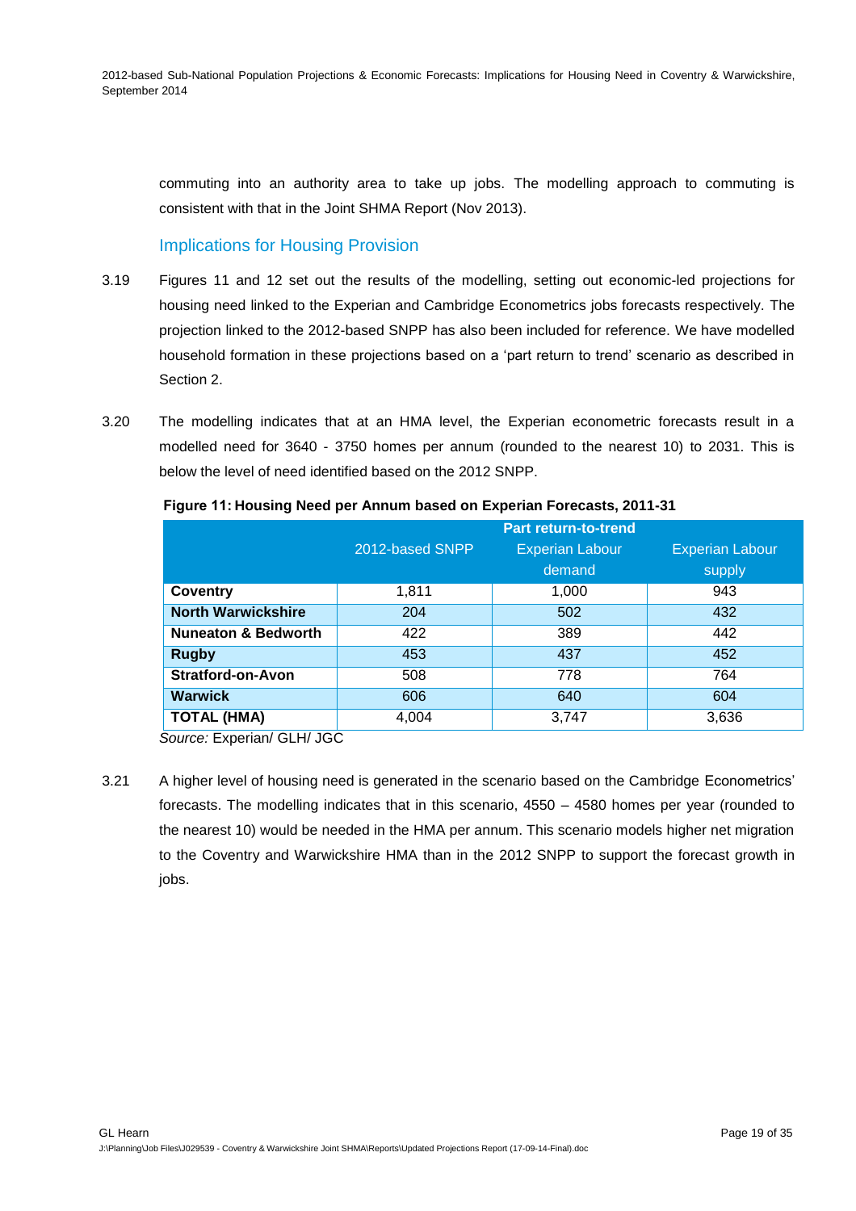commuting into an authority area to take up jobs. The modelling approach to commuting is consistent with that in the Joint SHMA Report (Nov 2013).

## Implications for Housing Provision

3.19 Figures 11 and 12 set out the results of the modelling, setting out economic-led projections for housing need linked to the Experian and Cambridge Econometrics jobs forecasts respectively. The projection linked to the 2012-based SNPP has also been included for reference. We have modelled household formation in these projections based on a 'part return to trend' scenario as described in Section 2.

3.20 The modelling indicates that at an HMA level, the Experian econometric forecasts result in a modelled need for 3640 - 3750 homes per annum (rounded to the nearest 10) to 2031. This is below the level of need identified based on the 2012 SNPP.

**Figure 11: Housing Need per Annum based on Experian Forecasts, 2011-31**

| | | Part return-to-trend | |
|---|---|---|---|
| | 2012-based SNPP | Experian Labour demand | Experian Labour supply |
| **Coventry** | 1,811 | 1,000 | 943 |
| **North Warwickshire** | 204 | 502 | 432 |
| **Nuneaton & Bedworth** | 422 | 389 | 442 |
| **Rugby** | 453 | 437 | 452 |
| **Stratford-on-Avon** | 508 | 778 | 764 |
| **Warwick** | 606 | 640 | 604 |
| **TOTAL (HMA)** | 4,004 | 3,747 | 3,636 |

*Source:* Experian/ GLH/ JGC

3.21 A higher level of housing need is generated in the scenario based on the Cambridge Econometrics' forecasts. The modelling indicates that in this scenario, 4550 – 4580 homes per year (rounded to the nearest 10) would be needed in the HMA per annum. This scenario models higher net migration to the Coventry and Warwickshire HMA than in the 2012 SNPP to support the forecast growth in jobs.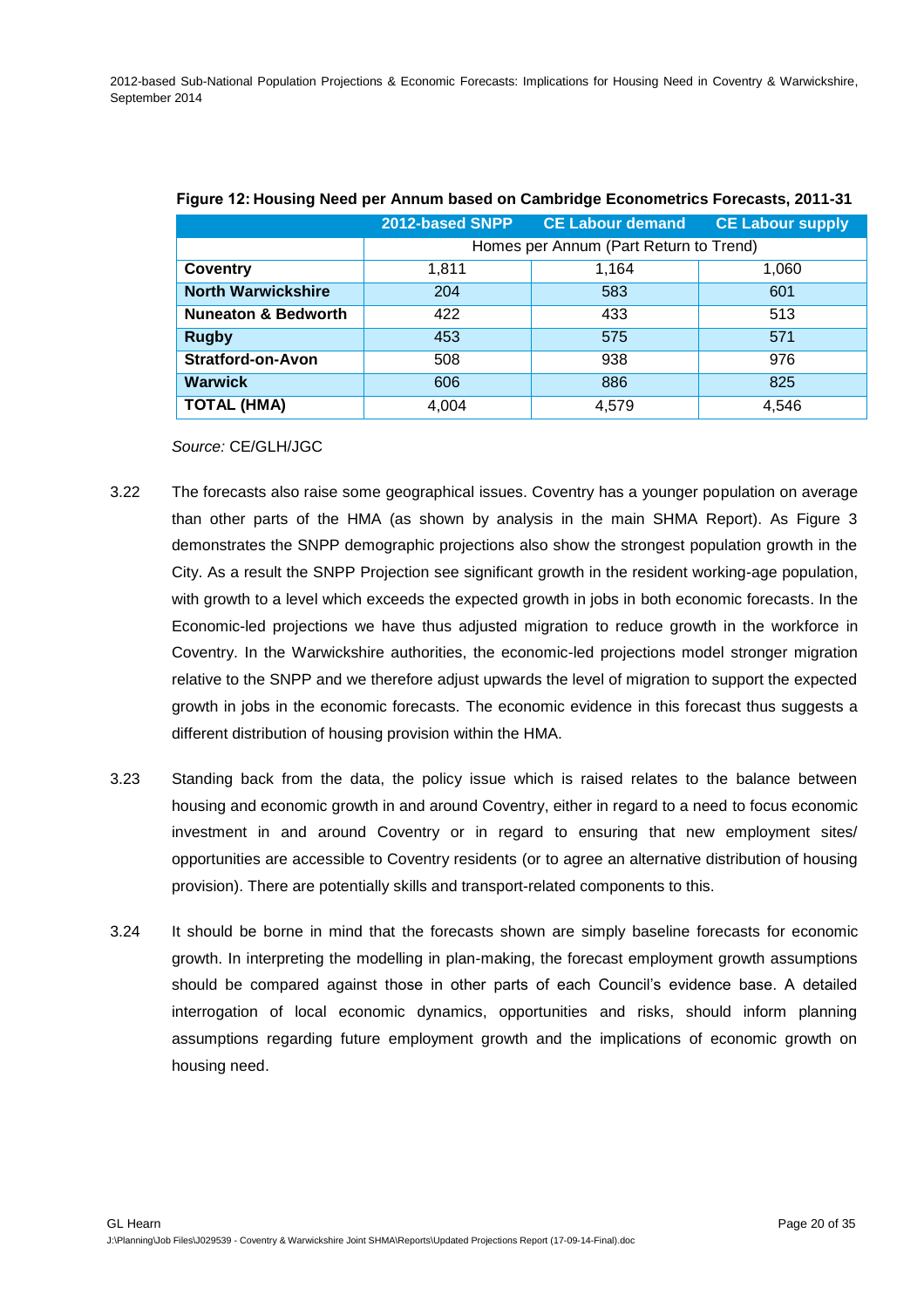**Figure 12: Housing Need per Annum based on Cambridge Econometrics Forecasts, 2011-31**

| | 2012-based SNPP | CE Labour demand | CE Labour supply |
|---|---|---|---|
| | Homes per Annum (Part Return to Trend) | | |
| **Coventry** | 1,811 | 1,164 | 1,060 |
| **North Warwickshire** | 204 | 583 | 601 |
| **Nuneaton & Bedworth** | 422 | 433 | 513 |
| **Rugby** | 453 | 575 | 571 |
| **Stratford-on-Avon** | 508 | 938 | 976 |
| **Warwick** | 606 | 886 | 825 |
| **TOTAL (HMA)** | 4,004 | 4,579 | 4,546 |

*Source:* CE/GLH/JGC

3.22 The forecasts also raise some geographical issues. Coventry has a younger population on average than other parts of the HMA (as shown by analysis in the main SHMA Report). As Figure 3 demonstrates the SNPP demographic projections also show the strongest population growth in the City. As a result the SNPP Projection see significant growth in the resident working-age population, with growth to a level which exceeds the expected growth in jobs in both economic forecasts. In the Economic-led projections we have thus adjusted migration to reduce growth in the workforce in Coventry. In the Warwickshire authorities, the economic-led projections model stronger migration relative to the SNPP and we therefore adjust upwards the level of migration to support the expected growth in jobs in the economic forecasts. The economic evidence in this forecast thus suggests a different distribution of housing provision within the HMA.

3.23 Standing back from the data, the policy issue which is raised relates to the balance between housing and economic growth in and around Coventry, either in regard to a need to focus economic investment in and around Coventry or in regard to ensuring that new employment sites/ opportunities are accessible to Coventry residents (or to agree an alternative distribution of housing provision). There are potentially skills and transport-related components to this.

3.24 It should be borne in mind that the forecasts shown are simply baseline forecasts for economic growth. In interpreting the modelling in plan-making, the forecast employment growth assumptions should be compared against those in other parts of each Council's evidence base. A detailed interrogation of local economic dynamics, opportunities and risks, should inform planning assumptions regarding future employment growth and the implications of economic growth on housing need.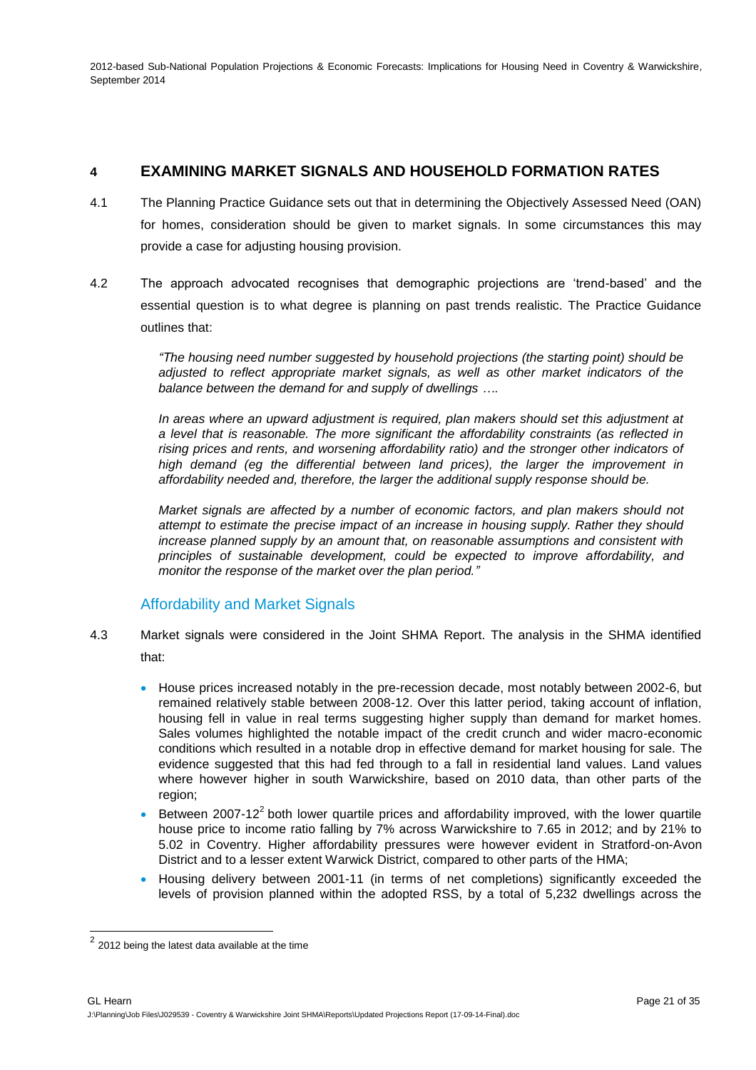## 4 EXAMINING MARKET SIGNALS AND HOUSEHOLD FORMATION RATES

4.1 The Planning Practice Guidance sets out that in determining the Objectively Assessed Need (OAN) for homes, consideration should be given to market signals. In some circumstances this may provide a case for adjusting housing provision.

4.2 The approach advocated recognises that demographic projections are 'trend-based' and the essential question is to what degree is planning on past trends realistic. The Practice Guidance outlines that:

> *"The housing need number suggested by household projections (the starting point) should be adjusted to reflect appropriate market signals, as well as other market indicators of the balance between the demand for and supply of dwellings ….*
>
> *In areas where an upward adjustment is required, plan makers should set this adjustment at a level that is reasonable. The more significant the affordability constraints (as reflected in rising prices and rents, and worsening affordability ratio) and the stronger other indicators of high demand (eg the differential between land prices), the larger the improvement in affordability needed and, therefore, the larger the additional supply response should be.*
>
> *Market signals are affected by a number of economic factors, and plan makers should not attempt to estimate the precise impact of an increase in housing supply. Rather they should increase planned supply by an amount that, on reasonable assumptions and consistent with principles of sustainable development, could be expected to improve affordability, and monitor the response of the market over the plan period."*

### Affordability and Market Signals

4.3 Market signals were considered in the Joint SHMA Report. The analysis in the SHMA identified that:

- House prices increased notably in the pre-recession decade, most notably between 2002-6, but remained relatively stable between 2008-12. Over this latter period, taking account of inflation, housing fell in value in real terms suggesting higher supply than demand for market homes. Sales volumes highlighted the notable impact of the credit crunch and wider macro-economic conditions which resulted in a notable drop in effective demand for market housing for sale. The evidence suggested that this had fed through to a fall in residential land values. Land values where however higher in south Warwickshire, based on 2010 data, than other parts of the region;
- Between 2007-12[2] both lower quartile prices and affordability improved, with the lower quartile house price to income ratio falling by 7% across Warwickshire to 7.65 in 2012; and by 21% to 5.02 in Coventry. Higher affordability pressures were however evident in Stratford-on-Avon District and to a lesser extent Warwick District, compared to other parts of the HMA;
- Housing delivery between 2001-11 (in terms of net completions) significantly exceeded the levels of provision planned within the adopted RSS, by a total of 5,232 dwellings across the

[2] 2012 being the latest data available at the time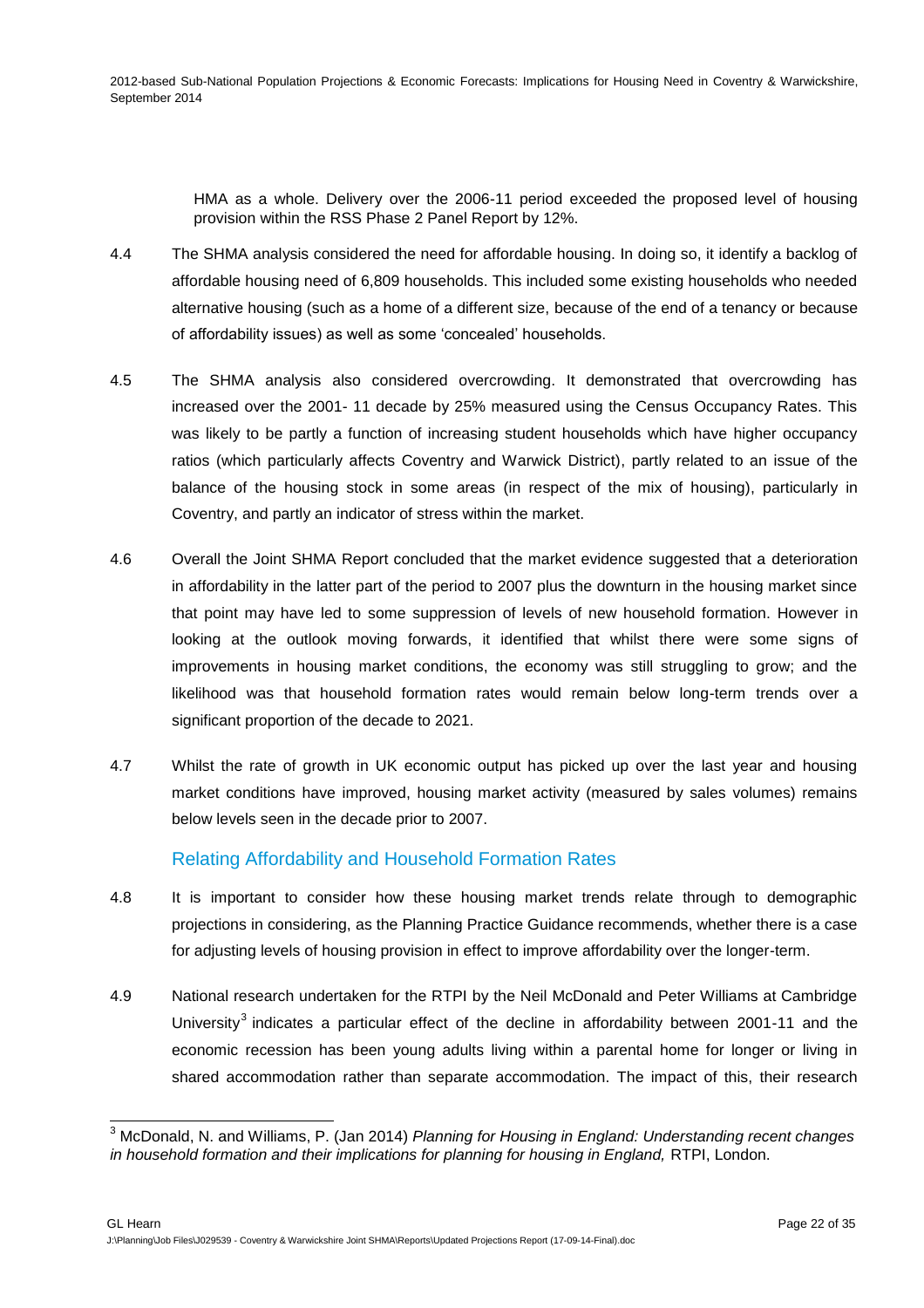HMA as a whole. Delivery over the 2006-11 period exceeded the proposed level of housing provision within the RSS Phase 2 Panel Report by 12%.

4.4 The SHMA analysis considered the need for affordable housing. In doing so, it identify a backlog of affordable housing need of 6,809 households. This included some existing households who needed alternative housing (such as a home of a different size, because of the end of a tenancy or because of affordability issues) as well as some 'concealed' households.

4.5 The SHMA analysis also considered overcrowding. It demonstrated that overcrowding has increased over the 2001- 11 decade by 25% measured using the Census Occupancy Rates. This was likely to be partly a function of increasing student households which have higher occupancy ratios (which particularly affects Coventry and Warwick District), partly related to an issue of the balance of the housing stock in some areas (in respect of the mix of housing), particularly in Coventry, and partly an indicator of stress within the market.

4.6 Overall the Joint SHMA Report concluded that the market evidence suggested that a deterioration in affordability in the latter part of the period to 2007 plus the downturn in the housing market since that point may have led to some suppression of levels of new household formation. However in looking at the outlook moving forwards, it identified that whilst there were some signs of improvements in housing market conditions, the economy was still struggling to grow; and the likelihood was that household formation rates would remain below long-term trends over a significant proportion of the decade to 2021.

4.7 Whilst the rate of growth in UK economic output has picked up over the last year and housing market conditions have improved, housing market activity (measured by sales volumes) remains below levels seen in the decade prior to 2007.

## Relating Affordability and Household Formation Rates

4.8 It is important to consider how these housing market trends relate through to demographic projections in considering, as the Planning Practice Guidance recommends, whether there is a case for adjusting levels of housing provision in effect to improve affordability over the longer-term.

4.9 National research undertaken for the RTPI by the Neil McDonald and Peter Williams at Cambridge University[3] indicates a particular effect of the decline in affordability between 2001-11 and the economic recession has been young adults living within a parental home for longer or living in shared accommodation rather than separate accommodation. The impact of this, their research

---

[3] McDonald, N. and Williams, P. (Jan 2014) *Planning for Housing in England: Understanding recent changes in household formation and their implications for planning for housing in England,* RTPI, London.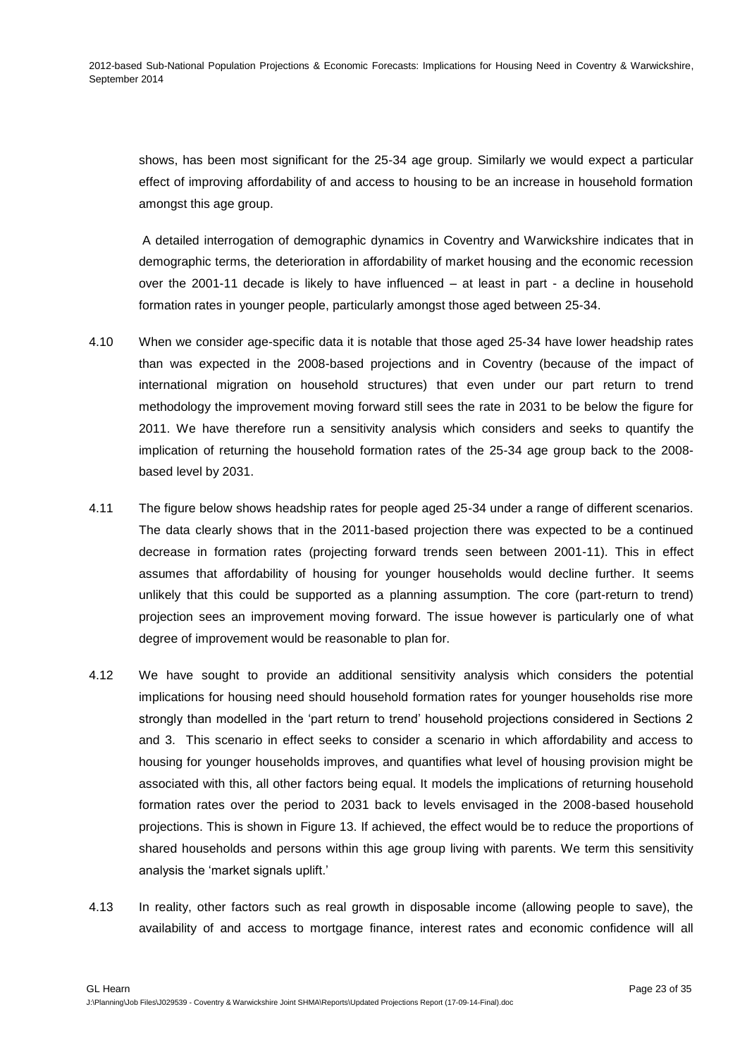shows, has been most significant for the 25-34 age group. Similarly we would expect a particular effect of improving affordability of and access to housing to be an increase in household formation amongst this age group.

A detailed interrogation of demographic dynamics in Coventry and Warwickshire indicates that in demographic terms, the deterioration in affordability of market housing and the economic recession over the 2001-11 decade is likely to have influenced – at least in part - a decline in household formation rates in younger people, particularly amongst those aged between 25-34.

4.10 When we consider age-specific data it is notable that those aged 25-34 have lower headship rates than was expected in the 2008-based projections and in Coventry (because of the impact of international migration on household structures) that even under our part return to trend methodology the improvement moving forward still sees the rate in 2031 to be below the figure for 2011. We have therefore run a sensitivity analysis which considers and seeks to quantify the implication of returning the household formation rates of the 25-34 age group back to the 2008-based level by 2031.

4.11 The figure below shows headship rates for people aged 25-34 under a range of different scenarios. The data clearly shows that in the 2011-based projection there was expected to be a continued decrease in formation rates (projecting forward trends seen between 2001-11). This in effect assumes that affordability of housing for younger households would decline further. It seems unlikely that this could be supported as a planning assumption. The core (part-return to trend) projection sees an improvement moving forward. The issue however is particularly one of what degree of improvement would be reasonable to plan for.

4.12 We have sought to provide an additional sensitivity analysis which considers the potential implications for housing need should household formation rates for younger households rise more strongly than modelled in the 'part return to trend' household projections considered in Sections 2 and 3. This scenario in effect seeks to consider a scenario in which affordability and access to housing for younger households improves, and quantifies what level of housing provision might be associated with this, all other factors being equal. It models the implications of returning household formation rates over the period to 2031 back to levels envisaged in the 2008-based household projections. This is shown in Figure 13. If achieved, the effect would be to reduce the proportions of shared households and persons within this age group living with parents. We term this sensitivity analysis the 'market signals uplift.'

4.13 In reality, other factors such as real growth in disposable income (allowing people to save), the availability of and access to mortgage finance, interest rates and economic confidence will all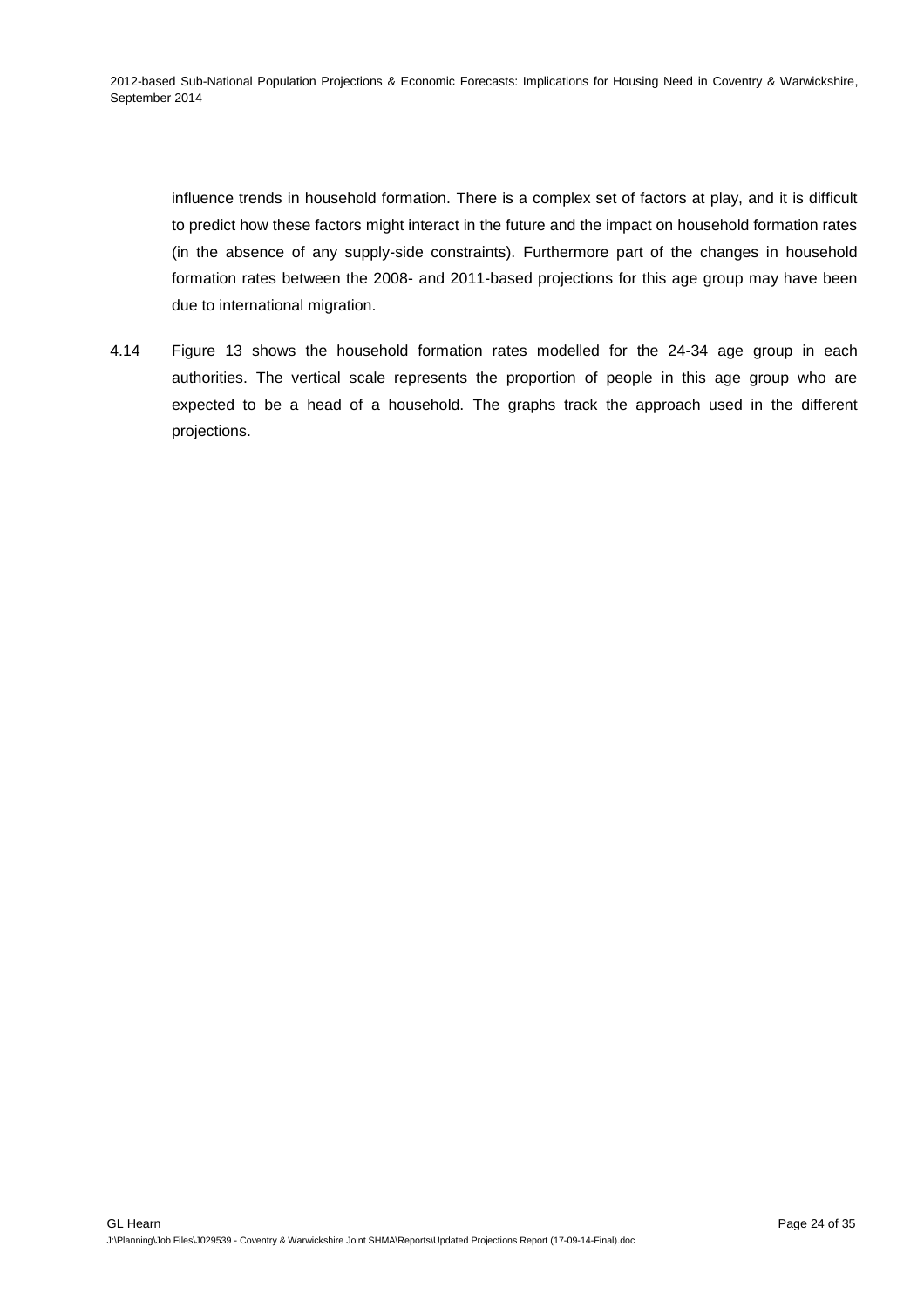influence trends in household formation. There is a complex set of factors at play, and it is difficult to predict how these factors might interact in the future and the impact on household formation rates (in the absence of any supply-side constraints). Furthermore part of the changes in household formation rates between the 2008- and 2011-based projections for this age group may have been due to international migration.

4.14 Figure 13 shows the household formation rates modelled for the 24-34 age group in each authorities. The vertical scale represents the proportion of people in this age group who are expected to be a head of a household. The graphs track the approach used in the different projections.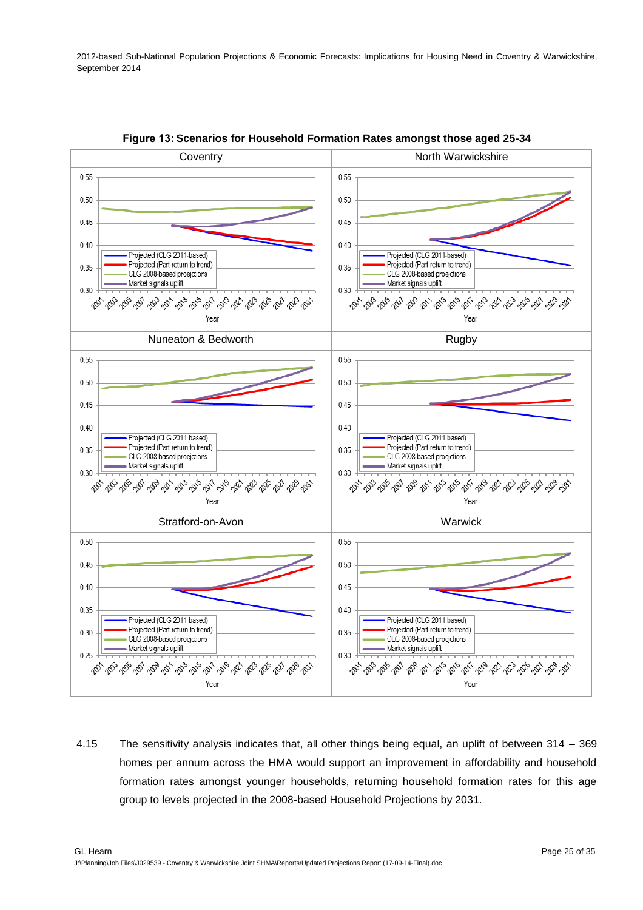**Figure 13: Scenarios for Household Formation Rates amongst those aged 25-34**

4.15 The sensitivity analysis indicates that, all other things being equal, an uplift of between 314 – 369 homes per annum across the HMA would support an improvement in affordability and household formation rates amongst younger households, returning household formation rates for this age group to levels projected in the 2008-based Household Projections by 2031.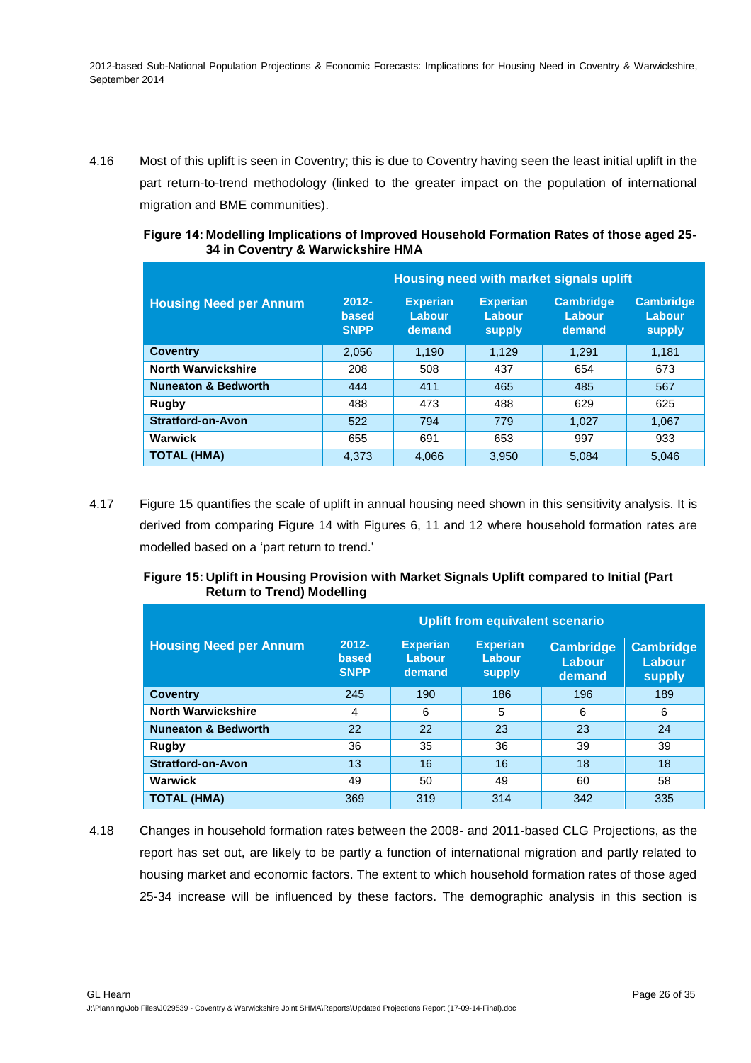4.16 Most of this uplift is seen in Coventry; this is due to Coventry having seen the least initial uplift in the part return-to-trend methodology (linked to the greater impact on the population of international migration and BME communities).

**Figure 14: Modelling Implications of Improved Household Formation Rates of those aged 25-34 in Coventry & Warwickshire HMA**

| Housing Need per Annum | Housing need with market signals uplift | | | | |
|---|---|---|---|---|---|
| | 2012-based SNPP | Experian Labour demand | Experian Labour supply | Cambridge Labour demand | Cambridge Labour supply |
| **Coventry** | 2,056 | 1,190 | 1,129 | 1,291 | 1,181 |
| **North Warwickshire** | 208 | 508 | 437 | 654 | 673 |
| **Nuneaton & Bedworth** | 444 | 411 | 465 | 485 | 567 |
| **Rugby** | 488 | 473 | 488 | 629 | 625 |
| **Stratford-on-Avon** | 522 | 794 | 779 | 1,027 | 1,067 |
| **Warwick** | 655 | 691 | 653 | 997 | 933 |
| **TOTAL (HMA)** | 4,373 | 4,066 | 3,950 | 5,084 | 5,046 |

4.17 Figure 15 quantifies the scale of uplift in annual housing need shown in this sensitivity analysis. It is derived from comparing Figure 14 with Figures 6, 11 and 12 where household formation rates are modelled based on a 'part return to trend.'

**Figure 15: Uplift in Housing Provision with Market Signals Uplift compared to Initial (Part Return to Trend) Modelling**

| Housing Need per Annum | Uplift from equivalent scenario | | | | |
|---|---|---|---|---|---|
| | 2012-based SNPP | Experian Labour demand | Experian Labour supply | Cambridge Labour demand | Cambridge Labour supply |
| **Coventry** | 245 | 190 | 186 | 196 | 189 |
| **North Warwickshire** | 4 | 6 | 5 | 6 | 6 |
| **Nuneaton & Bedworth** | 22 | 22 | 23 | 23 | 24 |
| **Rugby** | 36 | 35 | 36 | 39 | 39 |
| **Stratford-on-Avon** | 13 | 16 | 16 | 18 | 18 |
| **Warwick** | 49 | 50 | 49 | 60 | 58 |
| **TOTAL (HMA)** | 369 | 319 | 314 | 342 | 335 |

4.18 Changes in household formation rates between the 2008- and 2011-based CLG Projections, as the report has set out, are likely to be partly a function of international migration and partly related to housing market and economic factors. The extent to which household formation rates of those aged 25-34 increase will be influenced by these factors. The demographic analysis in this section is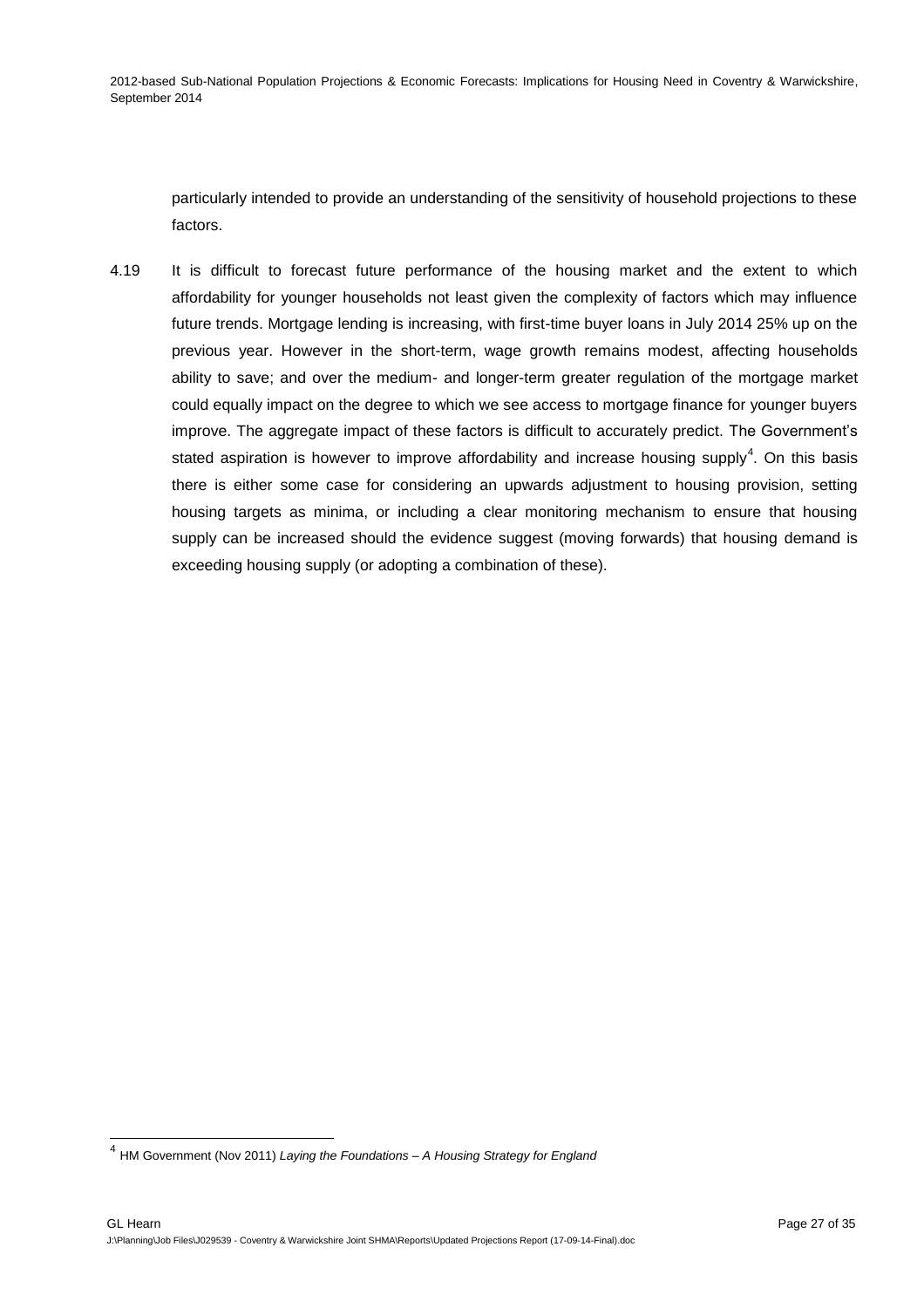particularly intended to provide an understanding of the sensitivity of household projections to these factors.

4.19 It is difficult to forecast future performance of the housing market and the extent to which affordability for younger households not least given the complexity of factors which may influence future trends. Mortgage lending is increasing, with first-time buyer loans in July 2014 25% up on the previous year. However in the short-term, wage growth remains modest, affecting households ability to save; and over the medium- and longer-term greater regulation of the mortgage market could equally impact on the degree to which we see access to mortgage finance for younger buyers improve. The aggregate impact of these factors is difficult to accurately predict. The Government's stated aspiration is however to improve affordability and increase housing supply[4]. On this basis there is either some case for considering an upwards adjustment to housing provision, setting housing targets as minima, or including a clear monitoring mechanism to ensure that housing supply can be increased should the evidence suggest (moving forwards) that housing demand is exceeding housing supply (or adopting a combination of these).

[4] HM Government (Nov 2011) *Laying the Foundations – A Housing Strategy for England*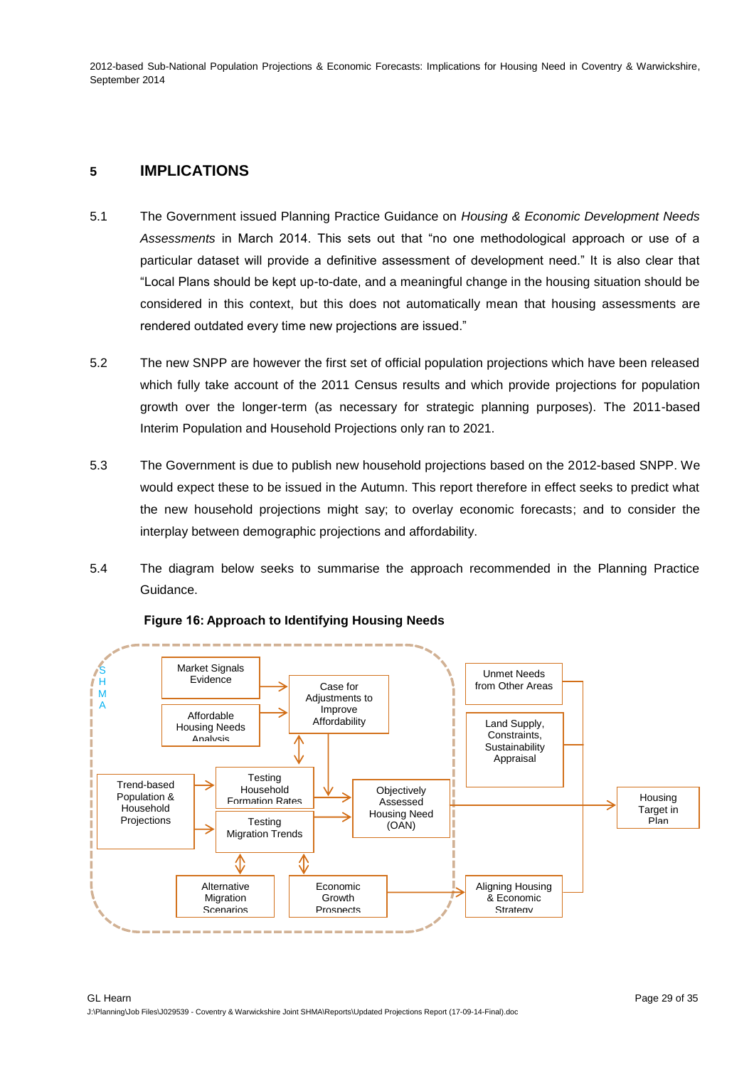## 5 IMPLICATIONS

5.1 The Government issued Planning Practice Guidance on *Housing & Economic Development Needs Assessments* in March 2014. This sets out that "no one methodological approach or use of a particular dataset will provide a definitive assessment of development need." It is also clear that "Local Plans should be kept up-to-date, and a meaningful change in the housing situation should be considered in this context, but this does not automatically mean that housing assessments are rendered outdated every time new projections are issued."

5.2 The new SNPP are however the first set of official population projections which have been released which fully take account of the 2011 Census results and which provide projections for population growth over the longer-term (as necessary for strategic planning purposes). The 2011-based Interim Population and Household Projections only ran to 2021.

5.3 The Government is due to publish new household projections based on the 2012-based SNPP. We would expect these to be issued in the Autumn. This report therefore in effect seeks to predict what the new household projections might say; to overlay economic forecasts; and to consider the interplay between demographic projections and affordability.

5.4 The diagram below seeks to summarise the approach recommended in the Planning Practice Guidance.

**Figure 16: Approach to Identifying Housing Needs**

SHMA

- Market Signals Evidence
- Affordable Housing Needs Analysis
- Case for Adjustments to Improve Affordability
- Trend-based Population & Household Projections
- Testing Household Formation Rates
- Testing Migration Trends
- Objectively Assessed Housing Need (OAN)
- Alternative Migration Scenarios
- Economic Growth Prospects
- Unmet Needs from Other Areas
- Land Supply, Constraints, Sustainability Appraisal
- Aligning Housing & Economic Strategy
- Housing Target in Plan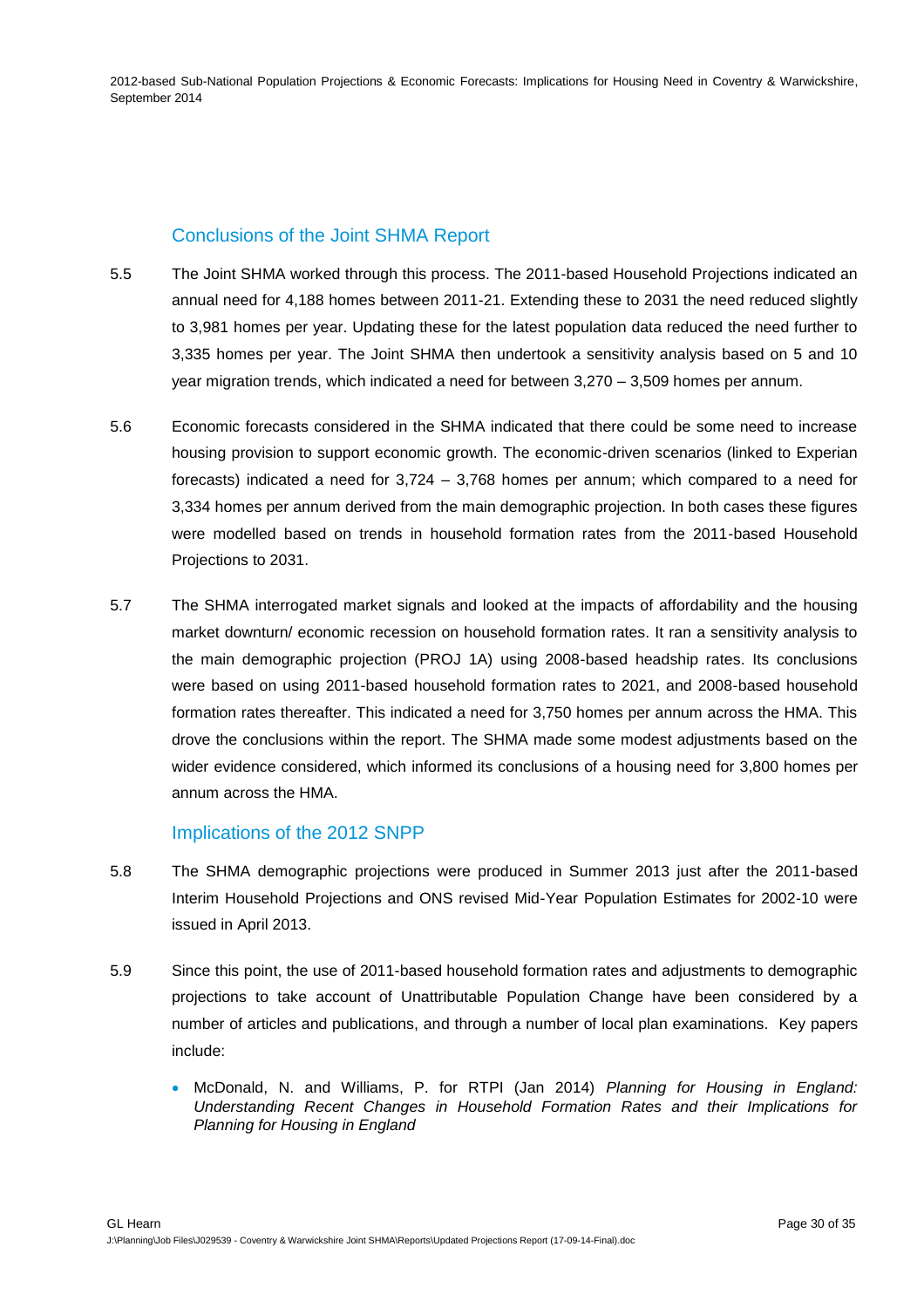## Conclusions of the Joint SHMA Report

5.5 The Joint SHMA worked through this process. The 2011-based Household Projections indicated an annual need for 4,188 homes between 2011-21. Extending these to 2031 the need reduced slightly to 3,981 homes per year. Updating these for the latest population data reduced the need further to 3,335 homes per year. The Joint SHMA then undertook a sensitivity analysis based on 5 and 10 year migration trends, which indicated a need for between 3,270 – 3,509 homes per annum.

5.6 Economic forecasts considered in the SHMA indicated that there could be some need to increase housing provision to support economic growth. The economic-driven scenarios (linked to Experian forecasts) indicated a need for 3,724 – 3,768 homes per annum; which compared to a need for 3,334 homes per annum derived from the main demographic projection. In both cases these figures were modelled based on trends in household formation rates from the 2011-based Household Projections to 2031.

5.7 The SHMA interrogated market signals and looked at the impacts of affordability and the housing market downturn/ economic recession on household formation rates. It ran a sensitivity analysis to the main demographic projection (PROJ 1A) using 2008-based headship rates. Its conclusions were based on using 2011-based household formation rates to 2021, and 2008-based household formation rates thereafter. This indicated a need for 3,750 homes per annum across the HMA. This drove the conclusions within the report. The SHMA made some modest adjustments based on the wider evidence considered, which informed its conclusions of a housing need for 3,800 homes per annum across the HMA.

## Implications of the 2012 SNPP

5.8 The SHMA demographic projections were produced in Summer 2013 just after the 2011-based Interim Household Projections and ONS revised Mid-Year Population Estimates for 2002-10 were issued in April 2013.

5.9 Since this point, the use of 2011-based household formation rates and adjustments to demographic projections to take account of Unattributable Population Change have been considered by a number of articles and publications, and through a number of local plan examinations. Key papers include:

- McDonald, N. and Williams, P. for RTPI (Jan 2014) *Planning for Housing in England: Understanding Recent Changes in Household Formation Rates and their Implications for Planning for Housing in England*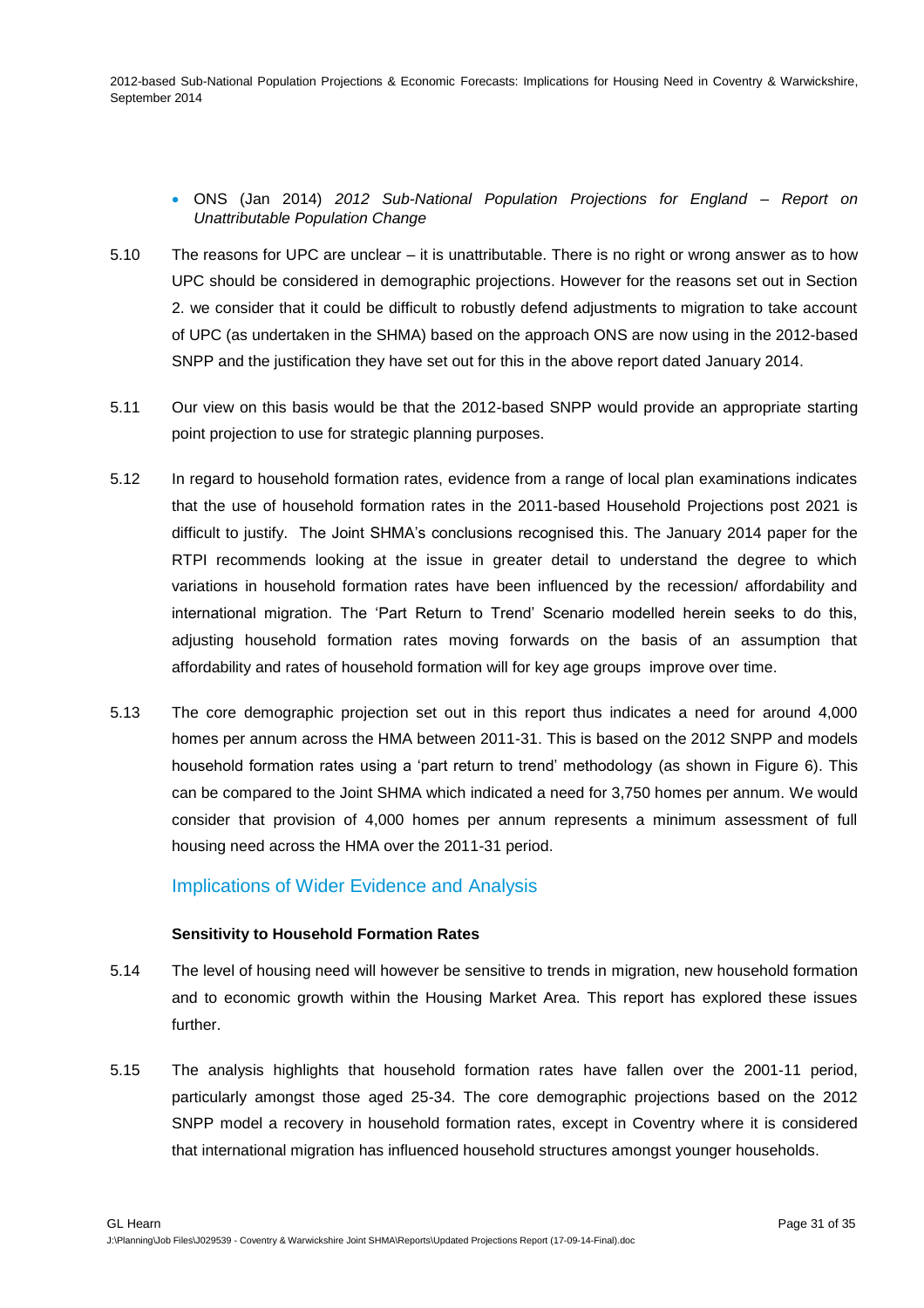- ONS (Jan 2014) *2012 Sub-National Population Projections for England – Report on Unattributable Population Change*

5.10 The reasons for UPC are unclear – it is unattributable. There is no right or wrong answer as to how UPC should be considered in demographic projections. However for the reasons set out in Section 2. we consider that it could be difficult to robustly defend adjustments to migration to take account of UPC (as undertaken in the SHMA) based on the approach ONS are now using in the 2012-based SNPP and the justification they have set out for this in the above report dated January 2014.

5.11 Our view on this basis would be that the 2012-based SNPP would provide an appropriate starting point projection to use for strategic planning purposes.

5.12 In regard to household formation rates, evidence from a range of local plan examinations indicates that the use of household formation rates in the 2011-based Household Projections post 2021 is difficult to justify. The Joint SHMA's conclusions recognised this. The January 2014 paper for the RTPI recommends looking at the issue in greater detail to understand the degree to which variations in household formation rates have been influenced by the recession/ affordability and international migration. The 'Part Return to Trend' Scenario modelled herein seeks to do this, adjusting household formation rates moving forwards on the basis of an assumption that affordability and rates of household formation will for key age groups improve over time.

5.13 The core demographic projection set out in this report thus indicates a need for around 4,000 homes per annum across the HMA between 2011-31. This is based on the 2012 SNPP and models household formation rates using a 'part return to trend' methodology (as shown in Figure 6). This can be compared to the Joint SHMA which indicated a need for 3,750 homes per annum. We would consider that provision of 4,000 homes per annum represents a minimum assessment of full housing need across the HMA over the 2011-31 period.

## Implications of Wider Evidence and Analysis

### Sensitivity to Household Formation Rates

5.14 The level of housing need will however be sensitive to trends in migration, new household formation and to economic growth within the Housing Market Area. This report has explored these issues further.

5.15 The analysis highlights that household formation rates have fallen over the 2001-11 period, particularly amongst those aged 25-34. The core demographic projections based on the 2012 SNPP model a recovery in household formation rates, except in Coventry where it is considered that international migration has influenced household structures amongst younger households.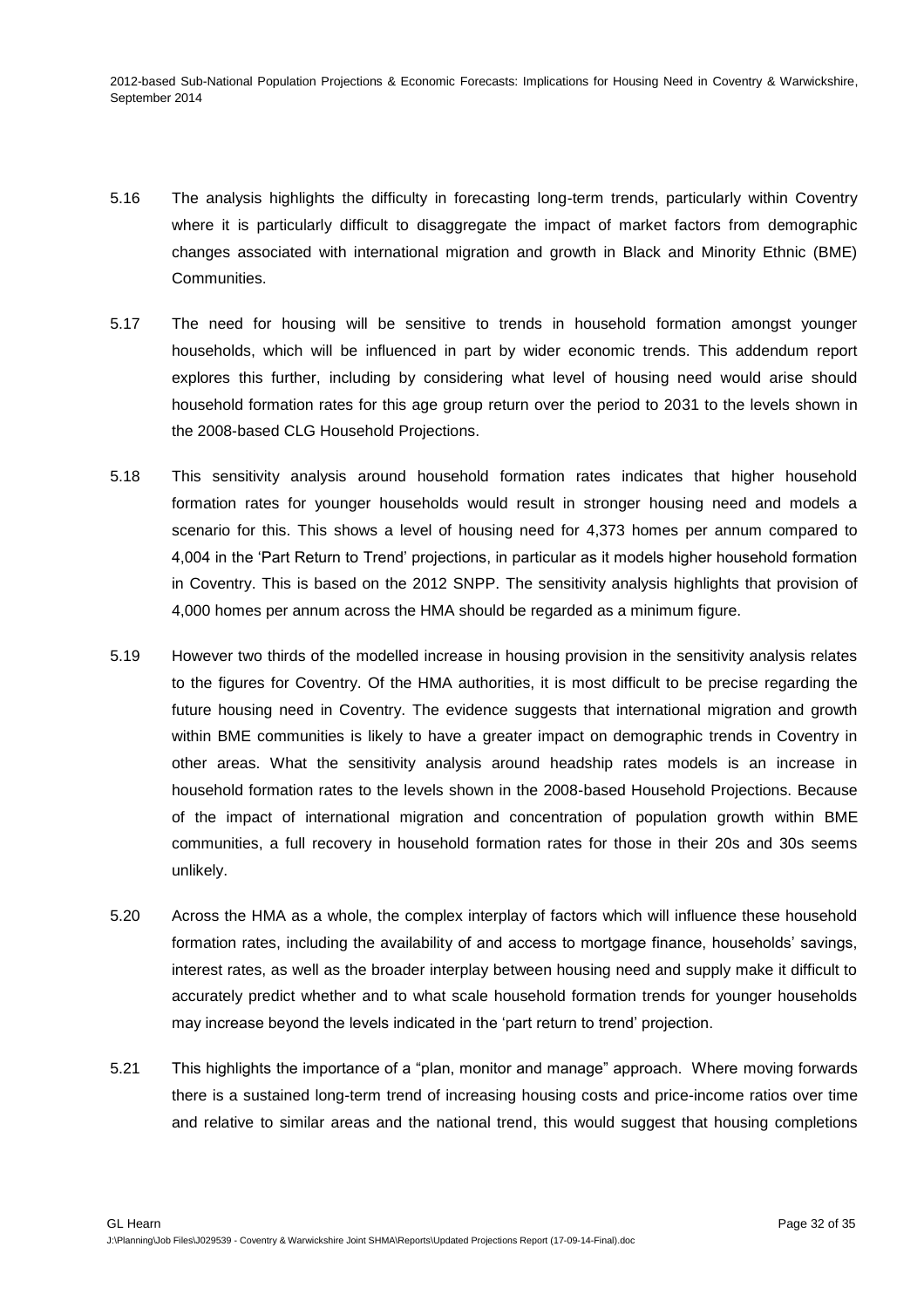5.16 The analysis highlights the difficulty in forecasting long-term trends, particularly within Coventry where it is particularly difficult to disaggregate the impact of market factors from demographic changes associated with international migration and growth in Black and Minority Ethnic (BME) Communities.

5.17 The need for housing will be sensitive to trends in household formation amongst younger households, which will be influenced in part by wider economic trends. This addendum report explores this further, including by considering what level of housing need would arise should household formation rates for this age group return over the period to 2031 to the levels shown in the 2008-based CLG Household Projections.

5.18 This sensitivity analysis around household formation rates indicates that higher household formation rates for younger households would result in stronger housing need and models a scenario for this. This shows a level of housing need for 4,373 homes per annum compared to 4,004 in the 'Part Return to Trend' projections, in particular as it models higher household formation in Coventry. This is based on the 2012 SNPP. The sensitivity analysis highlights that provision of 4,000 homes per annum across the HMA should be regarded as a minimum figure.

5.19 However two thirds of the modelled increase in housing provision in the sensitivity analysis relates to the figures for Coventry. Of the HMA authorities, it is most difficult to be precise regarding the future housing need in Coventry. The evidence suggests that international migration and growth within BME communities is likely to have a greater impact on demographic trends in Coventry in other areas. What the sensitivity analysis around headship rates models is an increase in household formation rates to the levels shown in the 2008-based Household Projections. Because of the impact of international migration and concentration of population growth within BME communities, a full recovery in household formation rates for those in their 20s and 30s seems unlikely.

5.20 Across the HMA as a whole, the complex interplay of factors which will influence these household formation rates, including the availability of and access to mortgage finance, households' savings, interest rates, as well as the broader interplay between housing need and supply make it difficult to accurately predict whether and to what scale household formation trends for younger households may increase beyond the levels indicated in the 'part return to trend' projection.

5.21 This highlights the importance of a "plan, monitor and manage" approach. Where moving forwards there is a sustained long-term trend of increasing housing costs and price-income ratios over time and relative to similar areas and the national trend, this would suggest that housing completions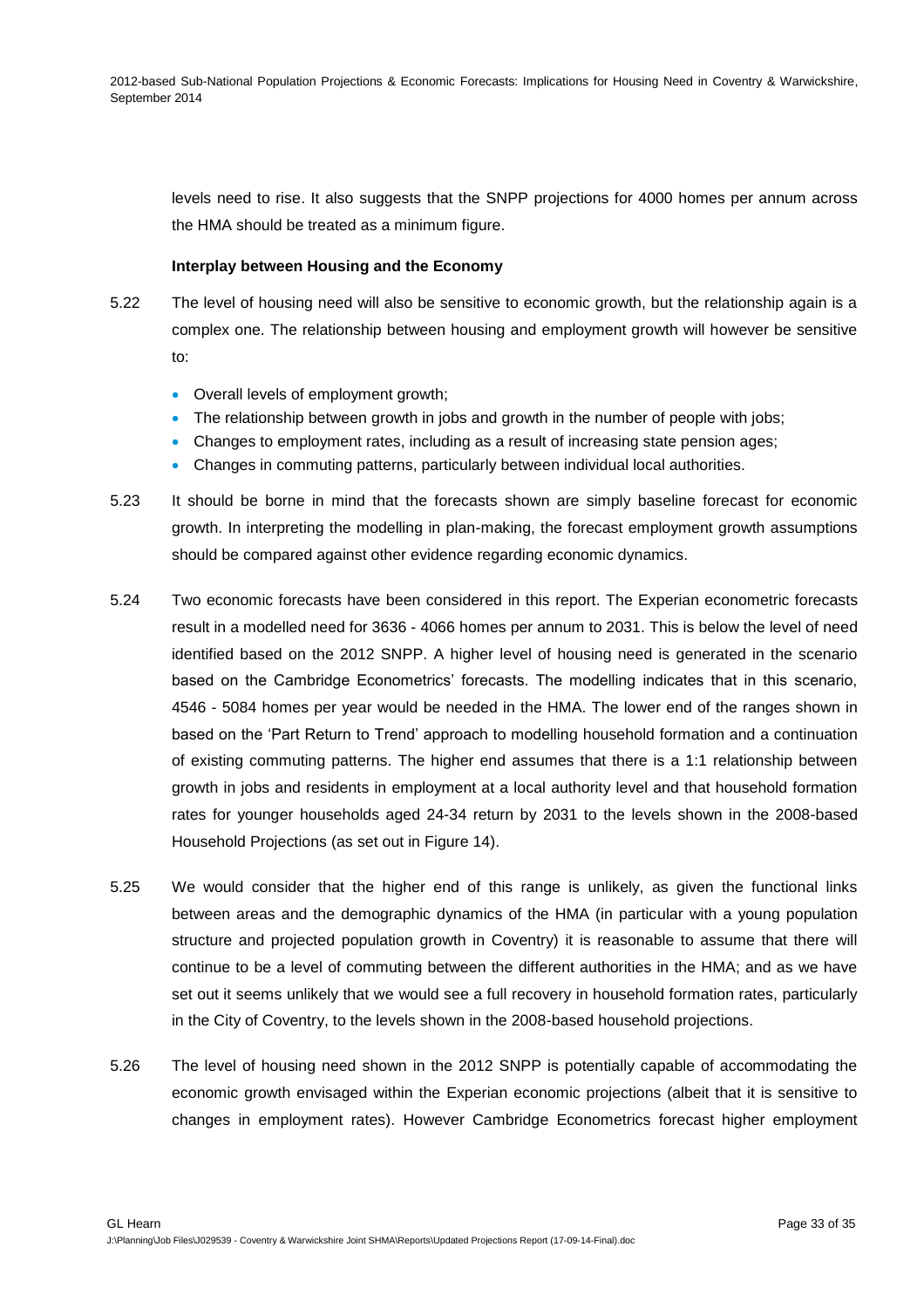levels need to rise. It also suggests that the SNPP projections for 4000 homes per annum across the HMA should be treated as a minimum figure.

**Interplay between Housing and the Economy**

5.22 The level of housing need will also be sensitive to economic growth, but the relationship again is a complex one. The relationship between housing and employment growth will however be sensitive to:

- Overall levels of employment growth;
- The relationship between growth in jobs and growth in the number of people with jobs;
- Changes to employment rates, including as a result of increasing state pension ages;
- Changes in commuting patterns, particularly between individual local authorities.

5.23 It should be borne in mind that the forecasts shown are simply baseline forecast for economic growth. In interpreting the modelling in plan-making, the forecast employment growth assumptions should be compared against other evidence regarding economic dynamics.

5.24 Two economic forecasts have been considered in this report. The Experian econometric forecasts result in a modelled need for 3636 - 4066 homes per annum to 2031. This is below the level of need identified based on the 2012 SNPP. A higher level of housing need is generated in the scenario based on the Cambridge Econometrics' forecasts. The modelling indicates that in this scenario, 4546 - 5084 homes per year would be needed in the HMA. The lower end of the ranges shown in based on the 'Part Return to Trend' approach to modelling household formation and a continuation of existing commuting patterns. The higher end assumes that there is a 1:1 relationship between growth in jobs and residents in employment at a local authority level and that household formation rates for younger households aged 24-34 return by 2031 to the levels shown in the 2008-based Household Projections (as set out in Figure 14).

5.25 We would consider that the higher end of this range is unlikely, as given the functional links between areas and the demographic dynamics of the HMA (in particular with a young population structure and projected population growth in Coventry) it is reasonable to assume that there will continue to be a level of commuting between the different authorities in the HMA; and as we have set out it seems unlikely that we would see a full recovery in household formation rates, particularly in the City of Coventry, to the levels shown in the 2008-based household projections.

5.26 The level of housing need shown in the 2012 SNPP is potentially capable of accommodating the economic growth envisaged within the Experian economic projections (albeit that it is sensitive to changes in employment rates). However Cambridge Econometrics forecast higher employment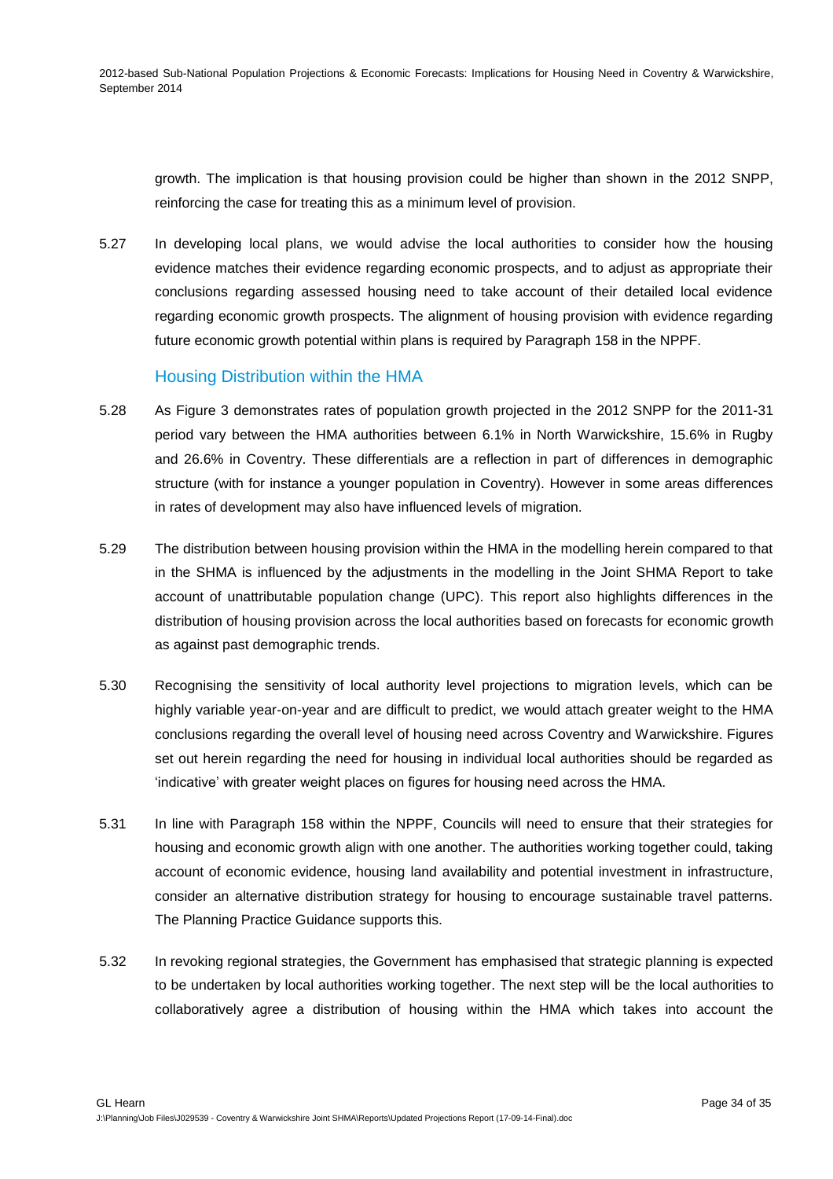growth. The implication is that housing provision could be higher than shown in the 2012 SNPP, reinforcing the case for treating this as a minimum level of provision.

5.27 In developing local plans, we would advise the local authorities to consider how the housing evidence matches their evidence regarding economic prospects, and to adjust as appropriate their conclusions regarding assessed housing need to take account of their detailed local evidence regarding economic growth prospects. The alignment of housing provision with evidence regarding future economic growth potential within plans is required by Paragraph 158 in the NPPF.

## Housing Distribution within the HMA

5.28 As Figure 3 demonstrates rates of population growth projected in the 2012 SNPP for the 2011-31 period vary between the HMA authorities between 6.1% in North Warwickshire, 15.6% in Rugby and 26.6% in Coventry. These differentials are a reflection in part of differences in demographic structure (with for instance a younger population in Coventry). However in some areas differences in rates of development may also have influenced levels of migration.

5.29 The distribution between housing provision within the HMA in the modelling herein compared to that in the SHMA is influenced by the adjustments in the modelling in the Joint SHMA Report to take account of unattributable population change (UPC). This report also highlights differences in the distribution of housing provision across the local authorities based on forecasts for economic growth as against past demographic trends.

5.30 Recognising the sensitivity of local authority level projections to migration levels, which can be highly variable year-on-year and are difficult to predict, we would attach greater weight to the HMA conclusions regarding the overall level of housing need across Coventry and Warwickshire. Figures set out herein regarding the need for housing in individual local authorities should be regarded as 'indicative' with greater weight places on figures for housing need across the HMA.

5.31 In line with Paragraph 158 within the NPPF, Councils will need to ensure that their strategies for housing and economic growth align with one another. The authorities working together could, taking account of economic evidence, housing land availability and potential investment in infrastructure, consider an alternative distribution strategy for housing to encourage sustainable travel patterns. The Planning Practice Guidance supports this.

5.32 In revoking regional strategies, the Government has emphasised that strategic planning is expected to be undertaken by local authorities working together. The next step will be the local authorities to collaboratively agree a distribution of housing within the HMA which takes into account the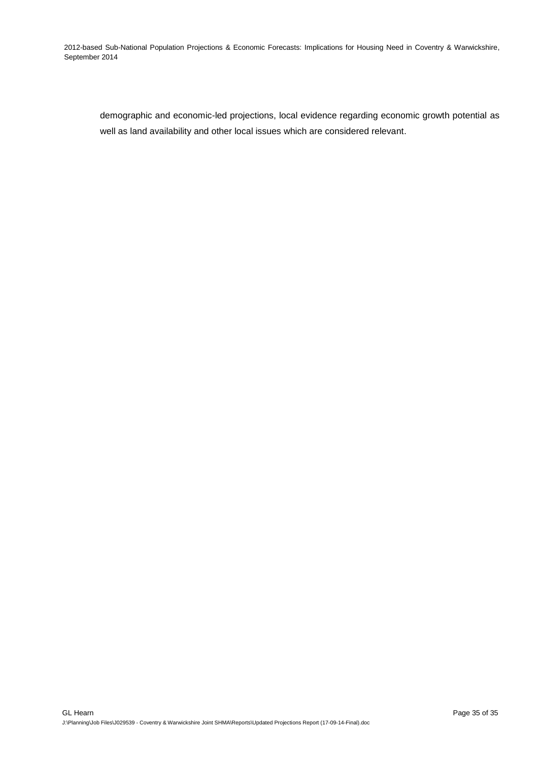demographic and economic-led projections, local evidence regarding economic growth potential as well as land availability and other local issues which are considered relevant.